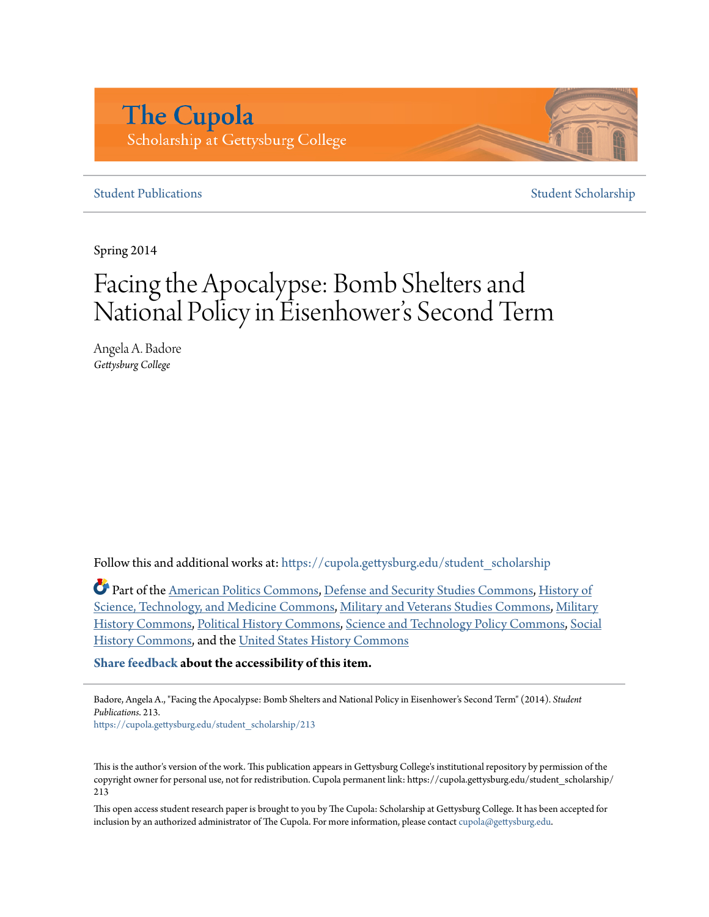The Cupola
Scholarship at Gettysburg College

Student Publications | Student Scholarship

Spring 2014

# Facing the Apocalypse: Bomb Shelters and National Policy in Eisenhower's Second Term

Angela A. Badore
*Gettysburg College*

Follow this and additional works at: https://cupola.gettysburg.edu/student_scholarship

Part of the American Politics Commons, Defense and Security Studies Commons, History of Science, Technology, and Medicine Commons, Military and Veterans Studies Commons, Military History Commons, Political History Commons, Science and Technology Policy Commons, Social History Commons, and the United States History Commons

**Share feedback about the accessibility of this item.**

Badore, Angela A., "Facing the Apocalypse: Bomb Shelters and National Policy in Eisenhower's Second Term" (2014). *Student Publications*. 213.
https://cupola.gettysburg.edu/student_scholarship/213

This is the author's version of the work. This publication appears in Gettysburg College's institutional repository by permission of the copyright owner for personal use, not for redistribution. Cupola permanent link: https://cupola.gettysburg.edu/student_scholarship/213

This open access student research paper is brought to you by The Cupola: Scholarship at Gettysburg College. It has been accepted for inclusion by an authorized administrator of The Cupola. For more information, please contact cupola@gettysburg.edu.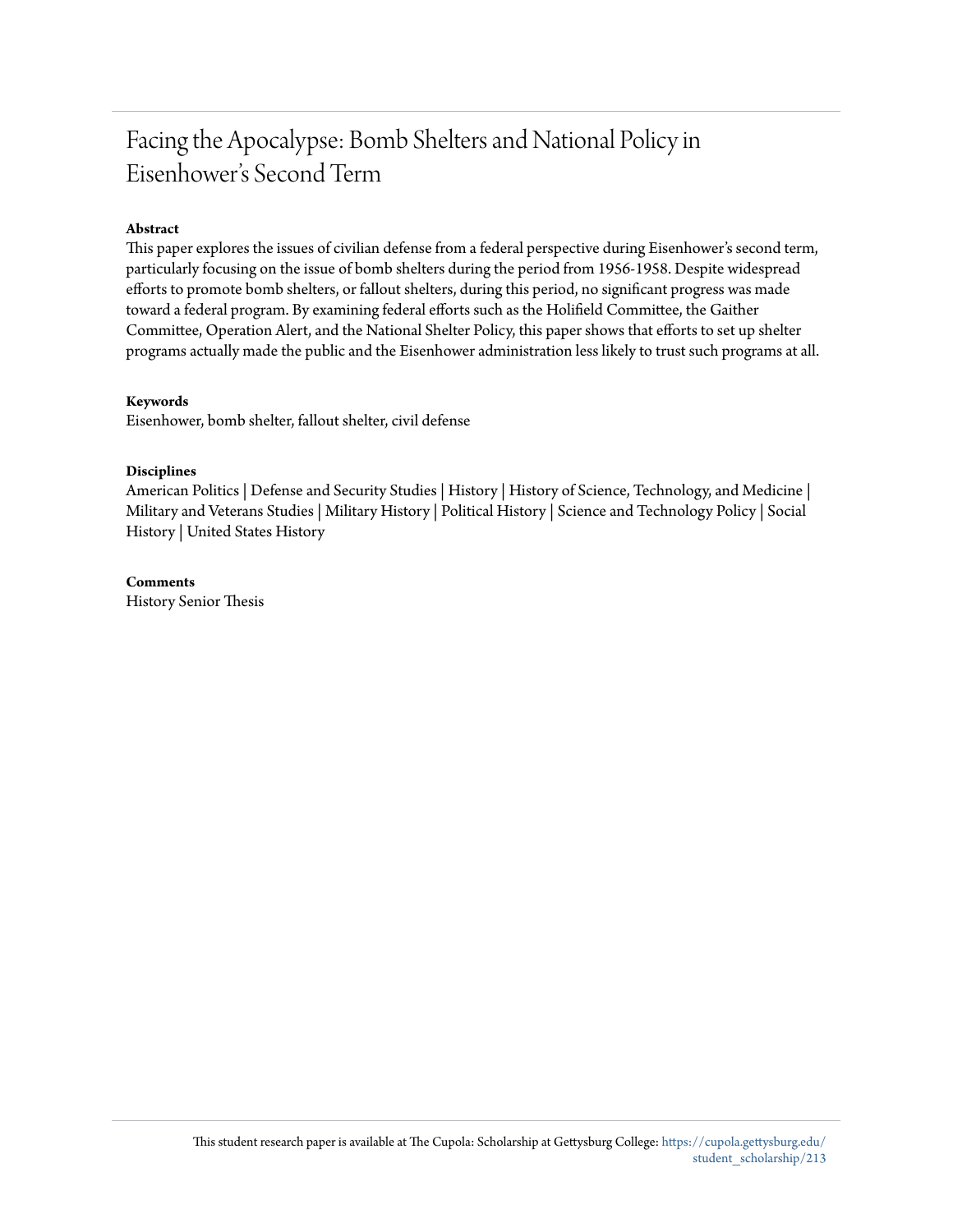# Facing the Apocalypse: Bomb Shelters and National Policy in Eisenhower's Second Term

**Abstract**

This paper explores the issues of civilian defense from a federal perspective during Eisenhower's second term, particularly focusing on the issue of bomb shelters during the period from 1956-1958. Despite widespread efforts to promote bomb shelters, or fallout shelters, during this period, no significant progress was made toward a federal program. By examining federal efforts such as the Holifield Committee, the Gaither Committee, Operation Alert, and the National Shelter Policy, this paper shows that efforts to set up shelter programs actually made the public and the Eisenhower administration less likely to trust such programs at all.

**Keywords**

Eisenhower, bomb shelter, fallout shelter, civil defense

**Disciplines**

American Politics | Defense and Security Studies | History | History of Science, Technology, and Medicine | Military and Veterans Studies | Military History | Political History | Science and Technology Policy | Social History | United States History

**Comments**

History Senior Thesis

This student research paper is available at The Cupola: Scholarship at Gettysburg College: https://cupola.gettysburg.edu/student_scholarship/213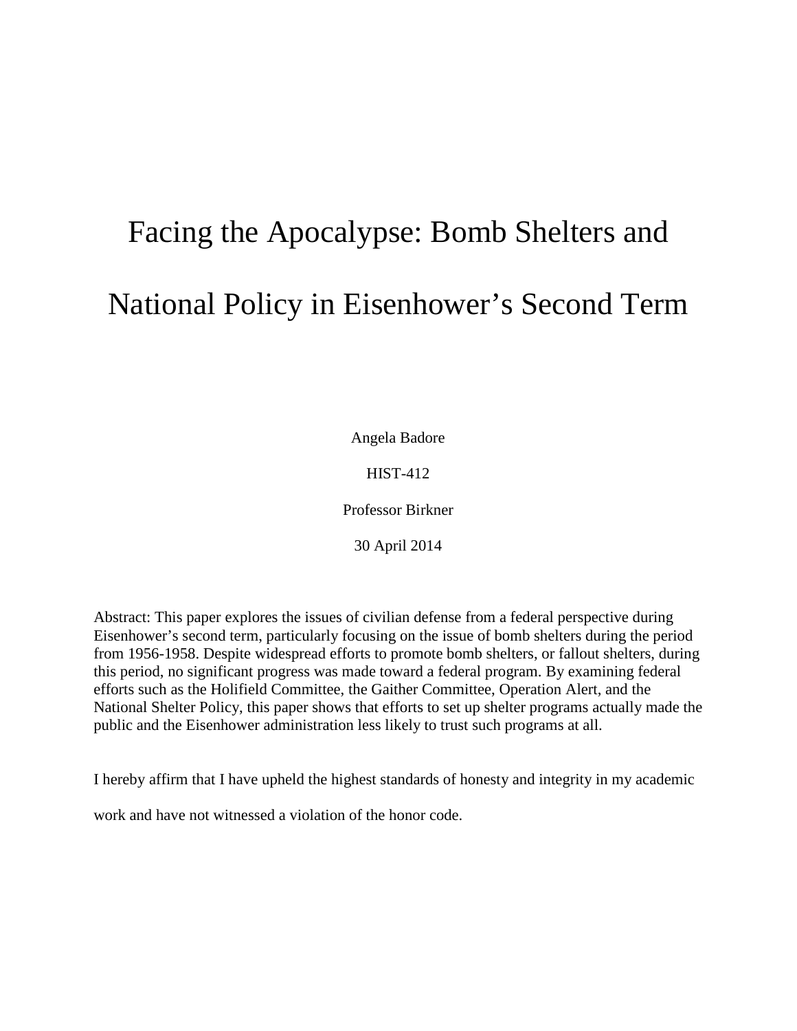# Facing the Apocalypse: Bomb Shelters and National Policy in Eisenhower's Second Term

Angela Badore

HIST-412

Professor Birkner

30 April 2014

Abstract: This paper explores the issues of civilian defense from a federal perspective during Eisenhower's second term, particularly focusing on the issue of bomb shelters during the period from 1956-1958. Despite widespread efforts to promote bomb shelters, or fallout shelters, during this period, no significant progress was made toward a federal program. By examining federal efforts such as the Holifield Committee, the Gaither Committee, Operation Alert, and the National Shelter Policy, this paper shows that efforts to set up shelter programs actually made the public and the Eisenhower administration less likely to trust such programs at all.

I hereby affirm that I have upheld the highest standards of honesty and integrity in my academic work and have not witnessed a violation of the honor code.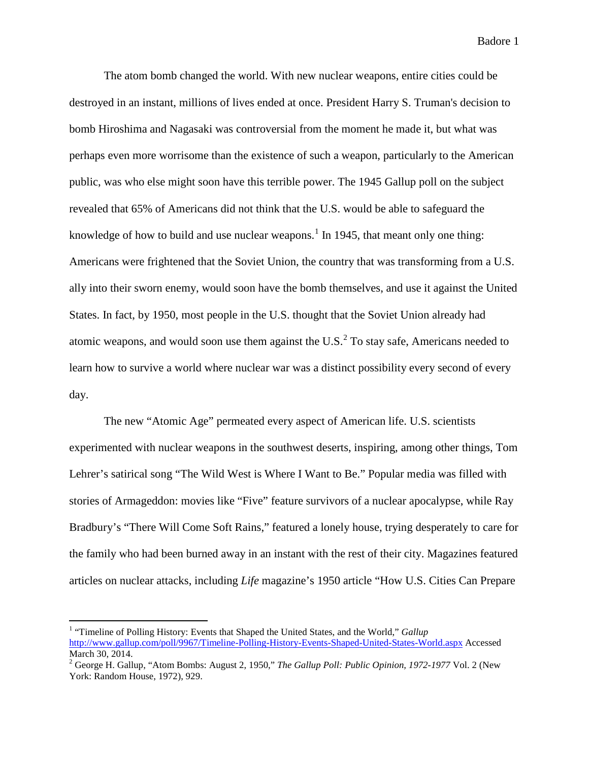The atom bomb changed the world. With new nuclear weapons, entire cities could be destroyed in an instant, millions of lives ended at once. President Harry S. Truman's decision to bomb Hiroshima and Nagasaki was controversial from the moment he made it, but what was perhaps even more worrisome than the existence of such a weapon, particularly to the American public, was who else might soon have this terrible power. The 1945 Gallup poll on the subject revealed that 65% of Americans did not think that the U.S. would be able to safeguard the knowledge of how to build and use nuclear weapons.[1] In 1945, that meant only one thing: Americans were frightened that the Soviet Union, the country that was transforming from a U.S. ally into their sworn enemy, would soon have the bomb themselves, and use it against the United States. In fact, by 1950, most people in the U.S. thought that the Soviet Union already had atomic weapons, and would soon use them against the U.S.[2] To stay safe, Americans needed to learn how to survive a world where nuclear war was a distinct possibility every second of every day.

The new "Atomic Age" permeated every aspect of American life. U.S. scientists experimented with nuclear weapons in the southwest deserts, inspiring, among other things, Tom Lehrer's satirical song "The Wild West is Where I Want to Be." Popular media was filled with stories of Armageddon: movies like "Five" feature survivors of a nuclear apocalypse, while Ray Bradbury's "There Will Come Soft Rains," featured a lonely house, trying desperately to care for the family who had been burned away in an instant with the rest of their city. Magazines featured articles on nuclear attacks, including *Life* magazine's 1950 article "How U.S. Cities Can Prepare

---

[1] "Timeline of Polling History: Events that Shaped the United States, and the World," *Gallup* http://www.gallup.com/poll/9967/Timeline-Polling-History-Events-Shaped-United-States-World.aspx Accessed March 30, 2014.

[2] George H. Gallup, "Atom Bombs: August 2, 1950," *The Gallup Poll: Public Opinion, 1972-1977* Vol. 2 (New York: Random House, 1972), 929.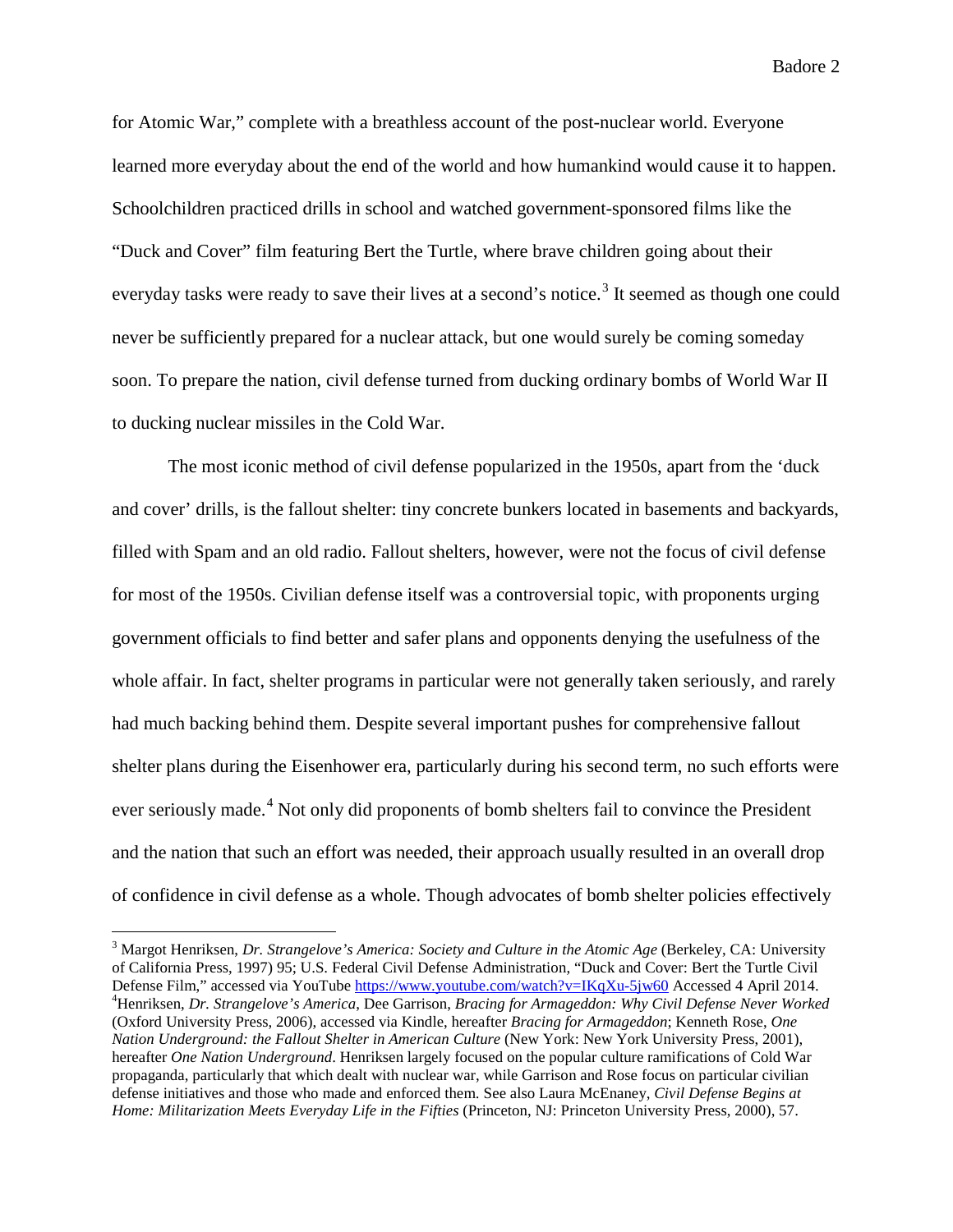for Atomic War," complete with a breathless account of the post-nuclear world. Everyone learned more everyday about the end of the world and how humankind would cause it to happen. Schoolchildren practiced drills in school and watched government-sponsored films like the "Duck and Cover" film featuring Bert the Turtle, where brave children going about their everyday tasks were ready to save their lives at a second's notice.[3] It seemed as though one could never be sufficiently prepared for a nuclear attack, but one would surely be coming someday soon. To prepare the nation, civil defense turned from ducking ordinary bombs of World War II to ducking nuclear missiles in the Cold War.

The most iconic method of civil defense popularized in the 1950s, apart from the 'duck and cover' drills, is the fallout shelter: tiny concrete bunkers located in basements and backyards, filled with Spam and an old radio. Fallout shelters, however, were not the focus of civil defense for most of the 1950s. Civilian defense itself was a controversial topic, with proponents urging government officials to find better and safer plans and opponents denying the usefulness of the whole affair. In fact, shelter programs in particular were not generally taken seriously, and rarely had much backing behind them. Despite several important pushes for comprehensive fallout shelter plans during the Eisenhower era, particularly during his second term, no such efforts were ever seriously made.[4] Not only did proponents of bomb shelters fail to convince the President and the nation that such an effort was needed, their approach usually resulted in an overall drop of confidence in civil defense as a whole. Though advocates of bomb shelter policies effectively

---

[3] Margot Henriksen, *Dr. Strangelove's America: Society and Culture in the Atomic Age* (Berkeley, CA: University of California Press, 1997) 95; U.S. Federal Civil Defense Administration, "Duck and Cover: Bert the Turtle Civil Defense Film," accessed via YouTube https://www.youtube.com/watch?v=IKqXu-5jw60 Accessed 4 April 2014.

[4] Henriksen, *Dr. Strangelove's America*, Dee Garrison, *Bracing for Armageddon: Why Civil Defense Never Worked* (Oxford University Press, 2006), accessed via Kindle, hereafter *Bracing for Armageddon*; Kenneth Rose, *One Nation Underground: the Fallout Shelter in American Culture* (New York: New York University Press, 2001), hereafter *One Nation Underground*. Henriksen largely focused on the popular culture ramifications of Cold War propaganda, particularly that which dealt with nuclear war, while Garrison and Rose focus on particular civilian defense initiatives and those who made and enforced them. See also Laura McEnaney, *Civil Defense Begins at Home: Militarization Meets Everyday Life in the Fifties* (Princeton, NJ: Princeton University Press, 2000), 57.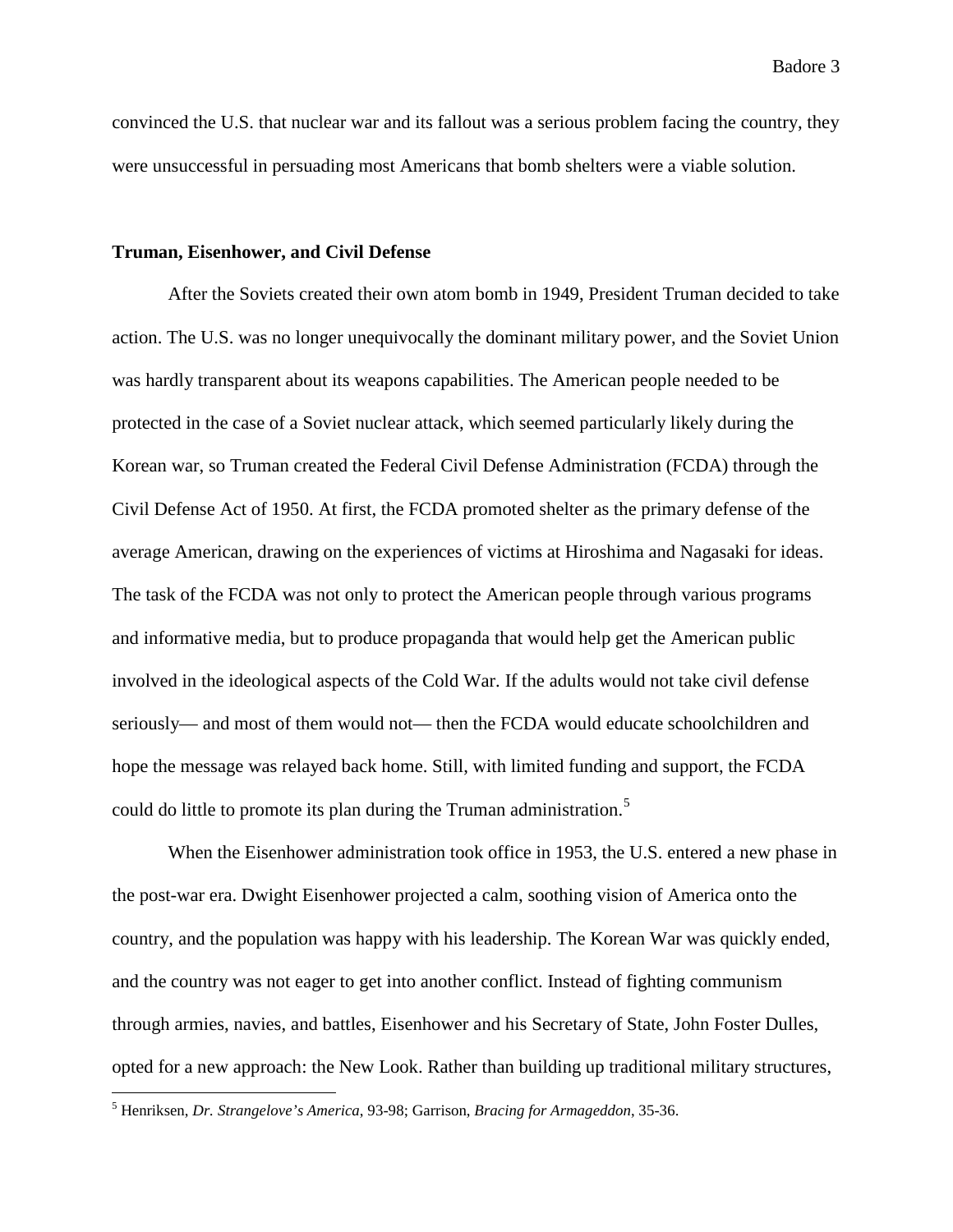convinced the U.S. that nuclear war and its fallout was a serious problem facing the country, they were unsuccessful in persuading most Americans that bomb shelters were a viable solution.

### Truman, Eisenhower, and Civil Defense

After the Soviets created their own atom bomb in 1949, President Truman decided to take action. The U.S. was no longer unequivocally the dominant military power, and the Soviet Union was hardly transparent about its weapons capabilities. The American people needed to be protected in the case of a Soviet nuclear attack, which seemed particularly likely during the Korean war, so Truman created the Federal Civil Defense Administration (FCDA) through the Civil Defense Act of 1950. At first, the FCDA promoted shelter as the primary defense of the average American, drawing on the experiences of victims at Hiroshima and Nagasaki for ideas. The task of the FCDA was not only to protect the American people through various programs and informative media, but to produce propaganda that would help get the American public involved in the ideological aspects of the Cold War. If the adults would not take civil defense seriously— and most of them would not— then the FCDA would educate schoolchildren and hope the message was relayed back home. Still, with limited funding and support, the FCDA could do little to promote its plan during the Truman administration.[5]

When the Eisenhower administration took office in 1953, the U.S. entered a new phase in the post-war era. Dwight Eisenhower projected a calm, soothing vision of America onto the country, and the population was happy with his leadership. The Korean War was quickly ended, and the country was not eager to get into another conflict. Instead of fighting communism through armies, navies, and battles, Eisenhower and his Secretary of State, John Foster Dulles, opted for a new approach: the New Look. Rather than building up traditional military structures,

---

[5] Henriksen, *Dr. Strangelove's America*, 93-98; Garrison, *Bracing for Armageddon*, 35-36.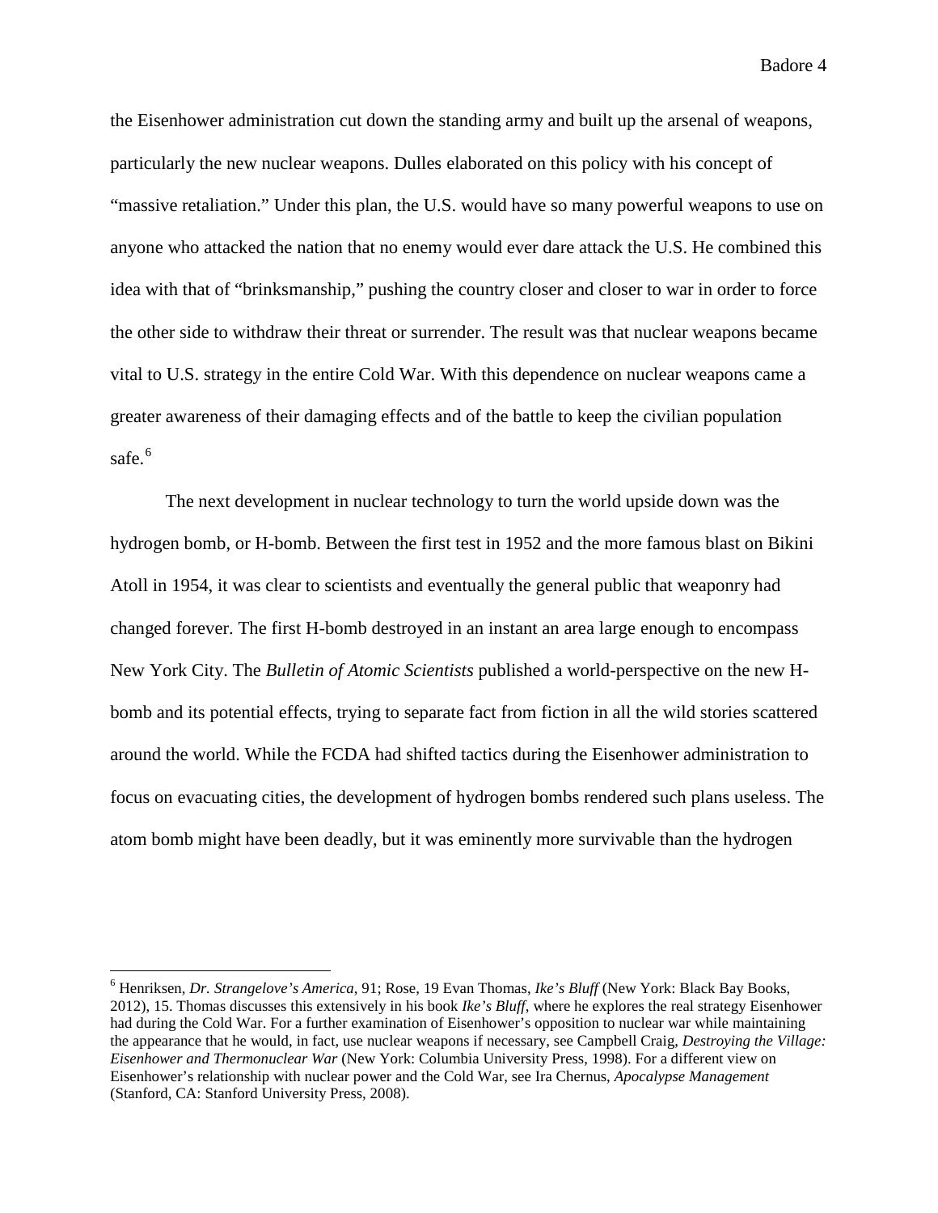the Eisenhower administration cut down the standing army and built up the arsenal of weapons, particularly the new nuclear weapons. Dulles elaborated on this policy with his concept of "massive retaliation." Under this plan, the U.S. would have so many powerful weapons to use on anyone who attacked the nation that no enemy would ever dare attack the U.S. He combined this idea with that of "brinksmanship," pushing the country closer and closer to war in order to force the other side to withdraw their threat or surrender. The result was that nuclear weapons became vital to U.S. strategy in the entire Cold War. With this dependence on nuclear weapons came a greater awareness of their damaging effects and of the battle to keep the civilian population safe.[6]

The next development in nuclear technology to turn the world upside down was the hydrogen bomb, or H-bomb. Between the first test in 1952 and the more famous blast on Bikini Atoll in 1954, it was clear to scientists and eventually the general public that weaponry had changed forever. The first H-bomb destroyed in an instant an area large enough to encompass New York City. The *Bulletin of Atomic Scientists* published a world-perspective on the new H-bomb and its potential effects, trying to separate fact from fiction in all the wild stories scattered around the world. While the FCDA had shifted tactics during the Eisenhower administration to focus on evacuating cities, the development of hydrogen bombs rendered such plans useless. The atom bomb might have been deadly, but it was eminently more survivable than the hydrogen

---

[6] Henriksen, *Dr. Strangelove's America*, 91; Rose, 19 Evan Thomas, *Ike's Bluff* (New York: Black Bay Books, 2012), 15. Thomas discusses this extensively in his book *Ike's Bluff*, where he explores the real strategy Eisenhower had during the Cold War. For a further examination of Eisenhower's opposition to nuclear war while maintaining the appearance that he would, in fact, use nuclear weapons if necessary, see Campbell Craig, *Destroying the Village: Eisenhower and Thermonuclear War* (New York: Columbia University Press, 1998). For a different view on Eisenhower's relationship with nuclear power and the Cold War, see Ira Chernus, *Apocalypse Management* (Stanford, CA: Stanford University Press, 2008).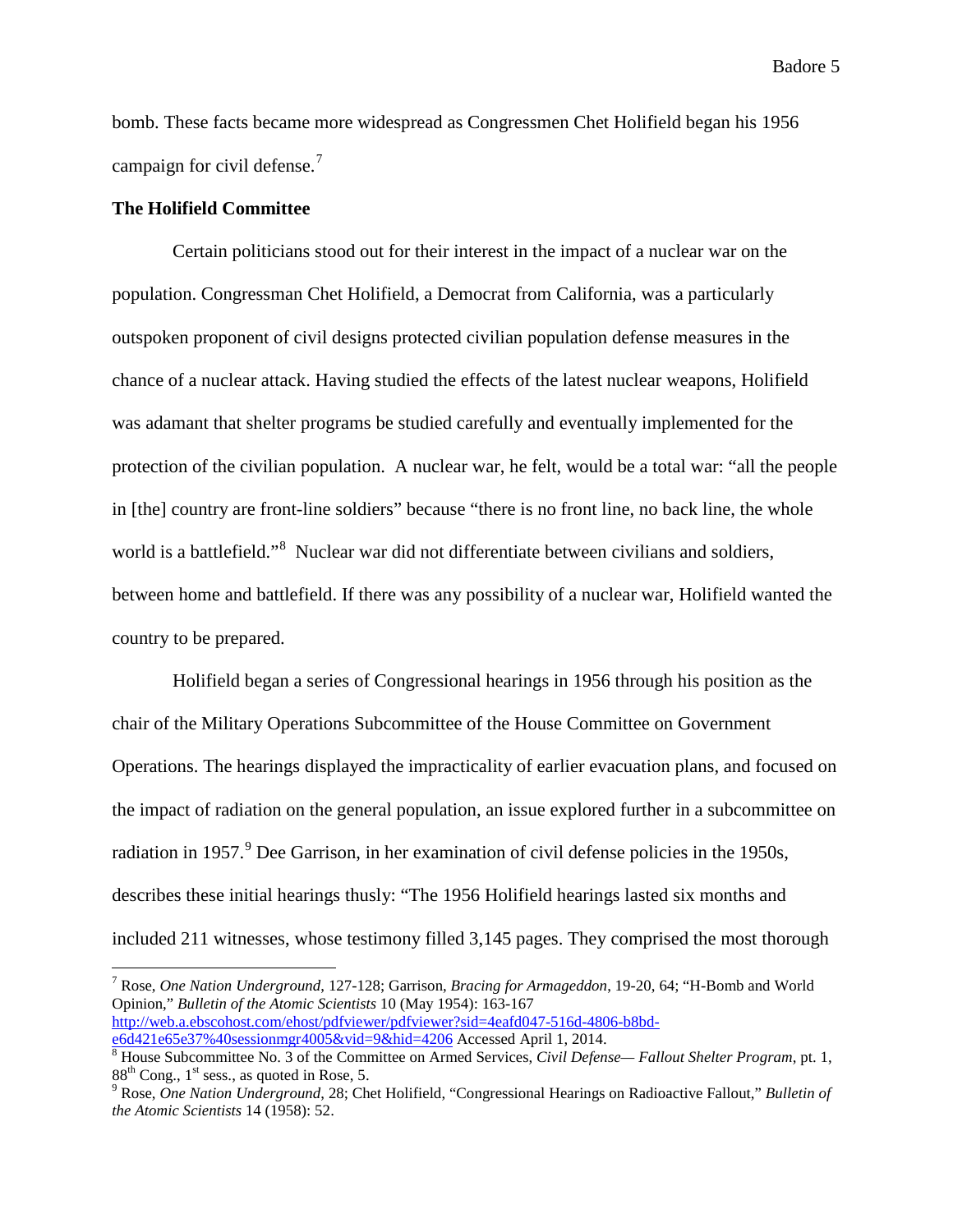bomb. These facts became more widespread as Congressmen Chet Holifield began his 1956 campaign for civil defense.[7]

## The Holifield Committee

Certain politicians stood out for their interest in the impact of a nuclear war on the population. Congressman Chet Holifield, a Democrat from California, was a particularly outspoken proponent of civil designs protected civilian population defense measures in the chance of a nuclear attack. Having studied the effects of the latest nuclear weapons, Holifield was adamant that shelter programs be studied carefully and eventually implemented for the protection of the civilian population. A nuclear war, he felt, would be a total war: "all the people in [the] country are front-line soldiers" because "there is no front line, no back line, the whole world is a battlefield."[8] Nuclear war did not differentiate between civilians and soldiers, between home and battlefield. If there was any possibility of a nuclear war, Holifield wanted the country to be prepared.

Holifield began a series of Congressional hearings in 1956 through his position as the chair of the Military Operations Subcommittee of the House Committee on Government Operations. The hearings displayed the impracticality of earlier evacuation plans, and focused on the impact of radiation on the general population, an issue explored further in a subcommittee on radiation in 1957.[9] Dee Garrison, in her examination of civil defense policies in the 1950s, describes these initial hearings thusly: "The 1956 Holifield hearings lasted six months and included 211 witnesses, whose testimony filled 3,145 pages. They comprised the most thorough

---

[7] Rose, *One Nation Underground*, 127-128; Garrison, *Bracing for Armageddon*, 19-20, 64; "H-Bomb and World Opinion," *Bulletin of the Atomic Scientists* 10 (May 1954): 163-167 http://web.a.ebscohost.com/ehost/pdfviewer/pdfviewer?sid=4eafd047-516d-4806-b8bd-e6d421e65e37%40sessionmgr4005&vid=9&hid=4206 Accessed April 1, 2014.

[8] House Subcommittee No. 3 of the Committee on Armed Services, *Civil Defense— Fallout Shelter Program*, pt. 1, 88th Cong., 1st sess., as quoted in Rose, 5.

[9] Rose, *One Nation Underground*, 28; Chet Holifield, "Congressional Hearings on Radioactive Fallout," *Bulletin of the Atomic Scientists* 14 (1958): 52.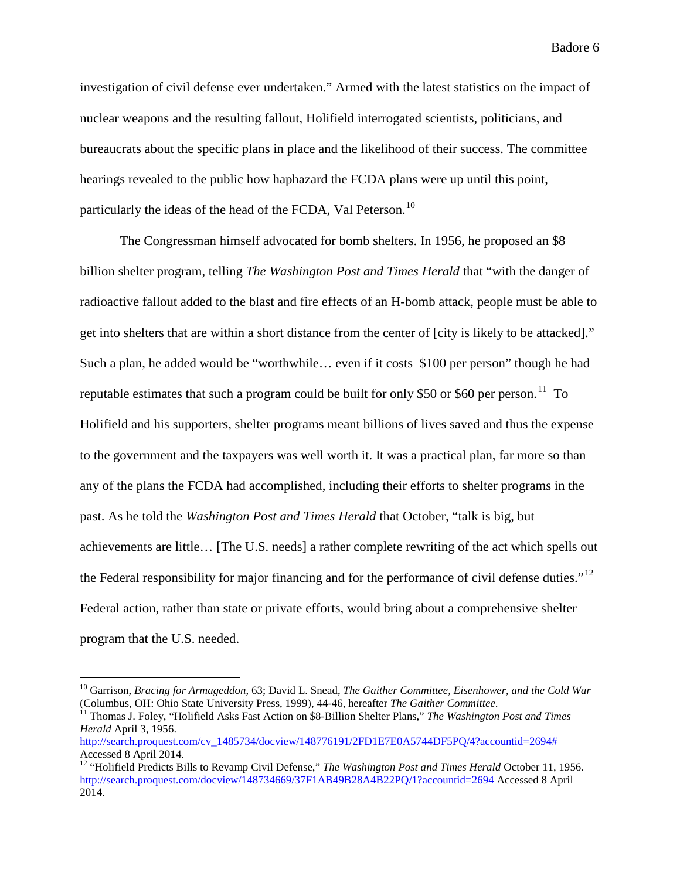investigation of civil defense ever undertaken." Armed with the latest statistics on the impact of nuclear weapons and the resulting fallout, Holifield interrogated scientists, politicians, and bureaucrats about the specific plans in place and the likelihood of their success. The committee hearings revealed to the public how haphazard the FCDA plans were up until this point, particularly the ideas of the head of the FCDA, Val Peterson.[10]

The Congressman himself advocated for bomb shelters. In 1956, he proposed an $8 billion shelter program, telling *The Washington Post and Times Herald* that "with the danger of radioactive fallout added to the blast and fire effects of an H-bomb attack, people must be able to get into shelters that are within a short distance from the center of [city is likely to be attacked]." Such a plan, he added would be "worthwhile… even if it costs $100 per person" though he had reputable estimates that such a program could be built for only $50 or $60 per person.[11] To Holifield and his supporters, shelter programs meant billions of lives saved and thus the expense to the government and the taxpayers was well worth it. It was a practical plan, far more so than any of the plans the FCDA had accomplished, including their efforts to shelter programs in the past. As he told the *Washington Post and Times Herald* that October, "talk is big, but achievements are little… [The U.S. needs] a rather complete rewriting of the act which spells out the Federal responsibility for major financing and for the performance of civil defense duties."[12] Federal action, rather than state or private efforts, would bring about a comprehensive shelter program that the U.S. needed.

---

[10] Garrison, *Bracing for Armageddon*, 63; David L. Snead, *The Gaither Committee, Eisenhower, and the Cold War* (Columbus, OH: Ohio State University Press, 1999), 44-46, hereafter *The Gaither Committee*.

[11] Thomas J. Foley, "Holifield Asks Fast Action on $8-Billion Shelter Plans," *The Washington Post and Times Herald* April 3, 1956. http://search.proquest.com/cv_1485734/docview/148776191/2FD1E7E0A5744DF5PQ/4?accountid=2694# Accessed 8 April 2014.

[12] "Holifield Predicts Bills to Revamp Civil Defense," *The Washington Post and Times Herald* October 11, 1956. http://search.proquest.com/docview/148734669/37F1AB49B28A4B22PQ/1?accountid=2694 Accessed 8 April 2014.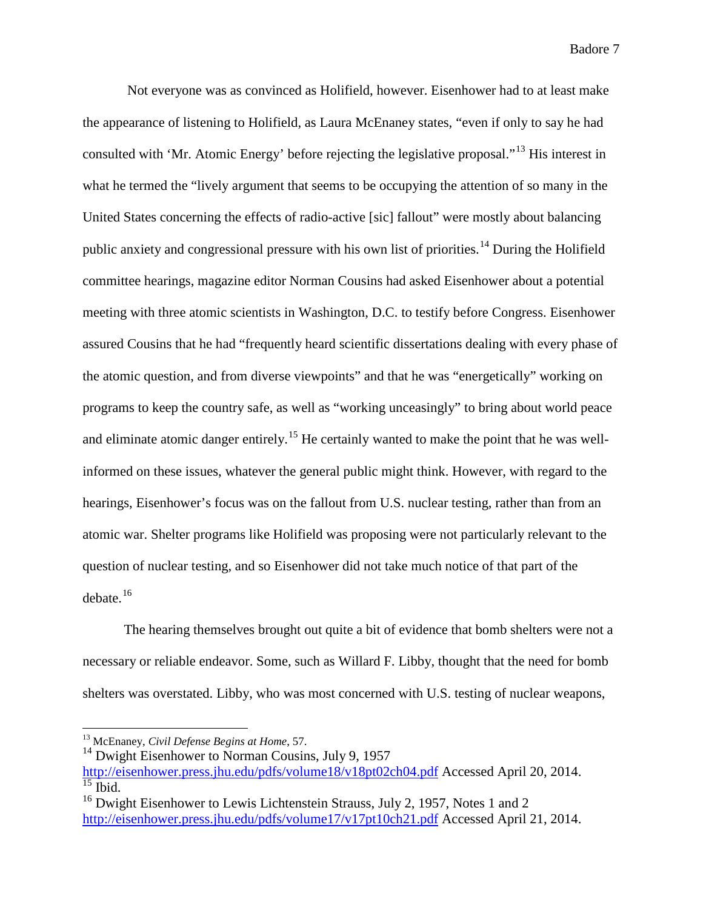Not everyone was as convinced as Holifield, however. Eisenhower had to at least make the appearance of listening to Holifield, as Laura McEnaney states, "even if only to say he had consulted with 'Mr. Atomic Energy' before rejecting the legislative proposal."[13] His interest in what he termed the "lively argument that seems to be occupying the attention of so many in the United States concerning the effects of radio-active [sic] fallout" were mostly about balancing public anxiety and congressional pressure with his own list of priorities.[14] During the Holifield committee hearings, magazine editor Norman Cousins had asked Eisenhower about a potential meeting with three atomic scientists in Washington, D.C. to testify before Congress. Eisenhower assured Cousins that he had "frequently heard scientific dissertations dealing with every phase of the atomic question, and from diverse viewpoints" and that he was "energetically" working on programs to keep the country safe, as well as "working unceasingly" to bring about world peace and eliminate atomic danger entirely.[15] He certainly wanted to make the point that he was well-informed on these issues, whatever the general public might think. However, with regard to the hearings, Eisenhower's focus was on the fallout from U.S. nuclear testing, rather than from an atomic war. Shelter programs like Holifield was proposing were not particularly relevant to the question of nuclear testing, and so Eisenhower did not take much notice of that part of the debate.[16]

The hearing themselves brought out quite a bit of evidence that bomb shelters were not a necessary or reliable endeavor. Some, such as Willard F. Libby, thought that the need for bomb shelters was overstated. Libby, who was most concerned with U.S. testing of nuclear weapons,

---

[13] McEnaney, *Civil Defense Begins at Home*, 57.

[14] Dwight Eisenhower to Norman Cousins, July 9, 1957 http://eisenhower.press.jhu.edu/pdfs/volume18/v18pt02ch04.pdf Accessed April 20, 2014.

[15] Ibid.

[16] Dwight Eisenhower to Lewis Lichtenstein Strauss, July 2, 1957, Notes 1 and 2 http://eisenhower.press.jhu.edu/pdfs/volume17/v17pt10ch21.pdf Accessed April 21, 2014.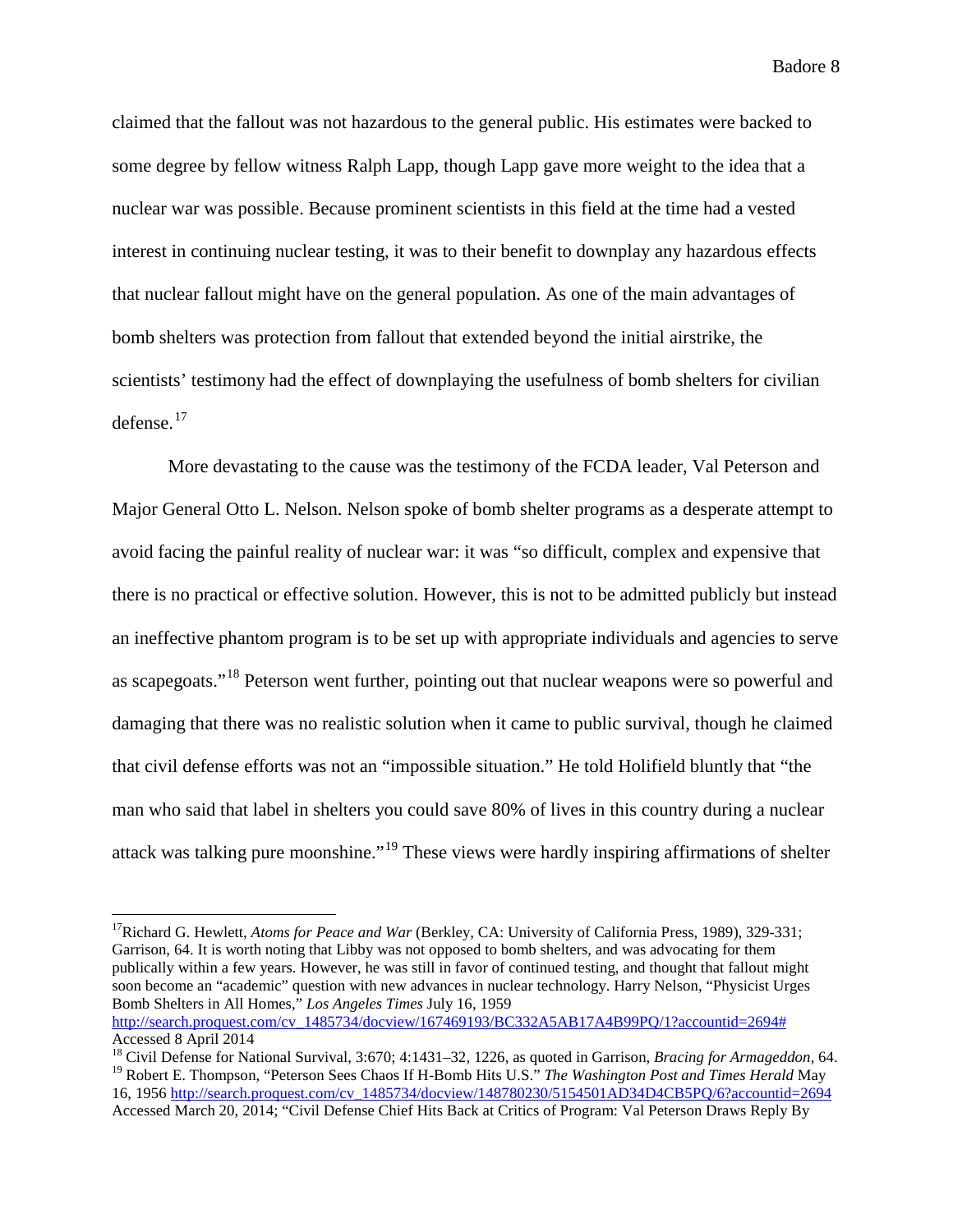claimed that the fallout was not hazardous to the general public. His estimates were backed to some degree by fellow witness Ralph Lapp, though Lapp gave more weight to the idea that a nuclear war was possible. Because prominent scientists in this field at the time had a vested interest in continuing nuclear testing, it was to their benefit to downplay any hazardous effects that nuclear fallout might have on the general population. As one of the main advantages of bomb shelters was protection from fallout that extended beyond the initial airstrike, the scientists' testimony had the effect of downplaying the usefulness of bomb shelters for civilian defense.[17]

More devastating to the cause was the testimony of the FCDA leader, Val Peterson and Major General Otto L. Nelson. Nelson spoke of bomb shelter programs as a desperate attempt to avoid facing the painful reality of nuclear war: it was "so difficult, complex and expensive that there is no practical or effective solution. However, this is not to be admitted publicly but instead an ineffective phantom program is to be set up with appropriate individuals and agencies to serve as scapegoats."[18] Peterson went further, pointing out that nuclear weapons were so powerful and damaging that there was no realistic solution when it came to public survival, though he claimed that civil defense efforts was not an "impossible situation." He told Holifield bluntly that "the man who said that label in shelters you could save 80% of lives in this country during a nuclear attack was talking pure moonshine."[19] These views were hardly inspiring affirmations of shelter

---

[17] Richard G. Hewlett, *Atoms for Peace and War* (Berkley, CA: University of California Press, 1989), 329-331; Garrison, 64. It is worth noting that Libby was not opposed to bomb shelters, and was advocating for them publically within a few years. However, he was still in favor of continued testing, and thought that fallout might soon become an "academic" question with new advances in nuclear technology. Harry Nelson, "Physicist Urges Bomb Shelters in All Homes," *Los Angeles Times* July 16, 1959 http://search.proquest.com/cv_1485734/docview/167469193/BC332A5AB17A4B99PQ/1?accountid=2694# Accessed 8 April 2014

[18] Civil Defense for National Survival, 3:670; 4:1431–32, 1226, as quoted in Garrison, *Bracing for Armageddon*, 64.

[19] Robert E. Thompson, "Peterson Sees Chaos If H-Bomb Hits U.S." *The Washington Post and Times Herald* May 16, 1956 http://search.proquest.com/cv_1485734/docview/148780230/5154501AD34D4CB5PQ/6?accountid=2694 Accessed March 20, 2014; "Civil Defense Chief Hits Back at Critics of Program: Val Peterson Draws Reply By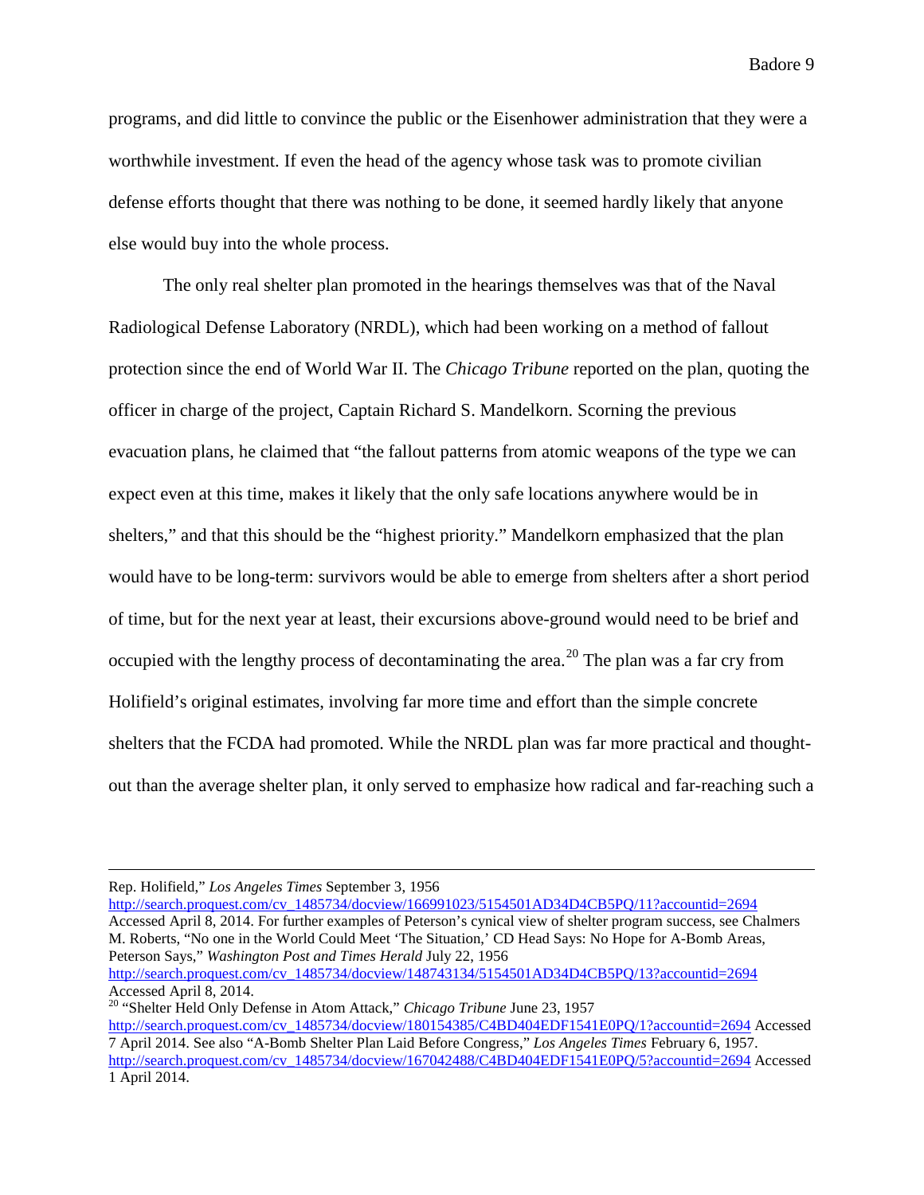programs, and did little to convince the public or the Eisenhower administration that they were a worthwhile investment. If even the head of the agency whose task was to promote civilian defense efforts thought that there was nothing to be done, it seemed hardly likely that anyone else would buy into the whole process.

The only real shelter plan promoted in the hearings themselves was that of the Naval Radiological Defense Laboratory (NRDL), which had been working on a method of fallout protection since the end of World War II. The *Chicago Tribune* reported on the plan, quoting the officer in charge of the project, Captain Richard S. Mandelkorn. Scorning the previous evacuation plans, he claimed that "the fallout patterns from atomic weapons of the type we can expect even at this time, makes it likely that the only safe locations anywhere would be in shelters," and that this should be the "highest priority." Mandelkorn emphasized that the plan would have to be long-term: survivors would be able to emerge from shelters after a short period of time, but for the next year at least, their excursions above-ground would need to be brief and occupied with the lengthy process of decontaminating the area.[20] The plan was a far cry from Holifield's original estimates, involving far more time and effort than the simple concrete shelters that the FCDA had promoted. While the NRDL plan was far more practical and thought-out than the average shelter plan, it only served to emphasize how radical and far-reaching such a

---

Rep. Holifield," *Los Angeles Times* September 3, 1956 http://search.proquest.com/cv_1485734/docview/166991023/5154501AD34D4CB5PQ/11?accountid=2694 Accessed April 8, 2014. For further examples of Peterson's cynical view of shelter program success, see Chalmers M. Roberts, "No one in the World Could Meet 'The Situation,' CD Head Says: No Hope for A-Bomb Areas, Peterson Says," *Washington Post and Times Herald* July 22, 1956 http://search.proquest.com/cv_1485734/docview/148743134/5154501AD34D4CB5PQ/13?accountid=2694 Accessed April 8, 2014.

[20] "Shelter Held Only Defense in Atom Attack," *Chicago Tribune* June 23, 1957 http://search.proquest.com/cv_1485734/docview/180154385/C4BD404EDF1541E0PQ/1?accountid=2694 Accessed 7 April 2014. See also "A-Bomb Shelter Plan Laid Before Congress," *Los Angeles Times* February 6, 1957. http://search.proquest.com/cv_1485734/docview/167042488/C4BD404EDF1541E0PQ/5?accountid=2694 Accessed 1 April 2014.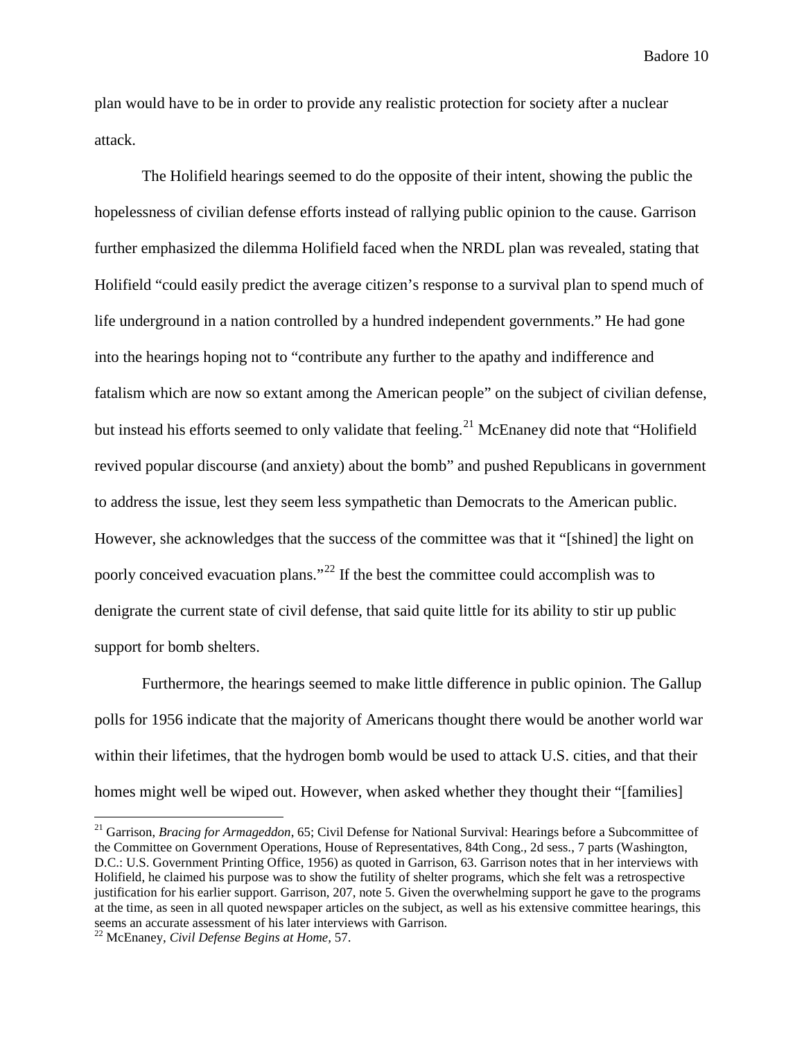plan would have to be in order to provide any realistic protection for society after a nuclear attack.

The Holifield hearings seemed to do the opposite of their intent, showing the public the hopelessness of civilian defense efforts instead of rallying public opinion to the cause. Garrison further emphasized the dilemma Holifield faced when the NRDL plan was revealed, stating that Holifield "could easily predict the average citizen's response to a survival plan to spend much of life underground in a nation controlled by a hundred independent governments." He had gone into the hearings hoping not to "contribute any further to the apathy and indifference and fatalism which are now so extant among the American people" on the subject of civilian defense, but instead his efforts seemed to only validate that feeling.[21] McEnaney did note that "Holifield revived popular discourse (and anxiety) about the bomb" and pushed Republicans in government to address the issue, lest they seem less sympathetic than Democrats to the American public. However, she acknowledges that the success of the committee was that it "[shined] the light on poorly conceived evacuation plans."[22] If the best the committee could accomplish was to denigrate the current state of civil defense, that said quite little for its ability to stir up public support for bomb shelters.

Furthermore, the hearings seemed to make little difference in public opinion. The Gallup polls for 1956 indicate that the majority of Americans thought there would be another world war within their lifetimes, that the hydrogen bomb would be used to attack U.S. cities, and that their homes might well be wiped out. However, when asked whether they thought their "[families]

---

[21] Garrison, *Bracing for Armageddon*, 65; Civil Defense for National Survival: Hearings before a Subcommittee of the Committee on Government Operations, House of Representatives, 84th Cong., 2d sess., 7 parts (Washington, D.C.: U.S. Government Printing Office, 1956) as quoted in Garrison, 63. Garrison notes that in her interviews with Holifield, he claimed his purpose was to show the futility of shelter programs, which she felt was a retrospective justification for his earlier support. Garrison, 207, note 5. Given the overwhelming support he gave to the programs at the time, as seen in all quoted newspaper articles on the subject, as well as his extensive committee hearings, this seems an accurate assessment of his later interviews with Garrison.

[22] McEnaney, *Civil Defense Begins at Home*, 57.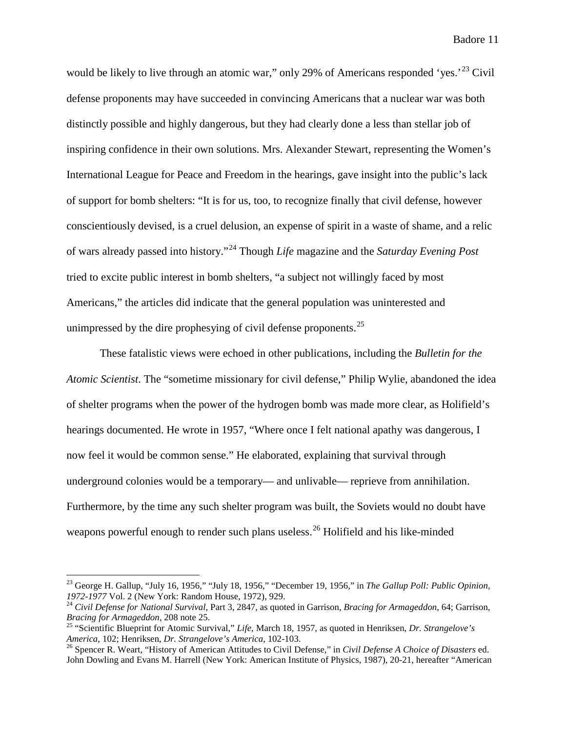would be likely to live through an atomic war," only 29% of Americans responded 'yes.'[23] Civil defense proponents may have succeeded in convincing Americans that a nuclear war was both distinctly possible and highly dangerous, but they had clearly done a less than stellar job of inspiring confidence in their own solutions. Mrs. Alexander Stewart, representing the Women's International League for Peace and Freedom in the hearings, gave insight into the public's lack of support for bomb shelters: "It is for us, too, to recognize finally that civil defense, however conscientiously devised, is a cruel delusion, an expense of spirit in a waste of shame, and a relic of wars already passed into history."[24] Though *Life* magazine and the *Saturday Evening Post* tried to excite public interest in bomb shelters, "a subject not willingly faced by most Americans," the articles did indicate that the general population was uninterested and unimpressed by the dire prophesying of civil defense proponents.[25]

These fatalistic views were echoed in other publications, including the *Bulletin for the Atomic Scientist*. The "sometime missionary for civil defense," Philip Wylie, abandoned the idea of shelter programs when the power of the hydrogen bomb was made more clear, as Holifield's hearings documented. He wrote in 1957, "Where once I felt national apathy was dangerous, I now feel it would be common sense." He elaborated, explaining that survival through underground colonies would be a temporary— and unlivable— reprieve from annihilation. Furthermore, by the time any such shelter program was built, the Soviets would no doubt have weapons powerful enough to render such plans useless.[26] Holifield and his like-minded

---

[23] George H. Gallup, "July 16, 1956," "July 18, 1956," "December 19, 1956," in *The Gallup Poll: Public Opinion, 1972-1977* Vol. 2 (New York: Random House, 1972), 929.

[24] *Civil Defense for National Survival*, Part 3, 2847, as quoted in Garrison, *Bracing for Armageddon*, 64; Garrison, *Bracing for Armageddon*, 208 note 25.

[25] "Scientific Blueprint for Atomic Survival," *Life*, March 18, 1957, as quoted in Henriksen, *Dr. Strangelove's America*, 102; Henriksen, *Dr. Strangelove's America*, 102-103.

[26] Spencer R. Weart, "History of American Attitudes to Civil Defense," in *Civil Defense A Choice of Disasters* ed. John Dowling and Evans M. Harrell (New York: American Institute of Physics, 1987), 20-21, hereafter "American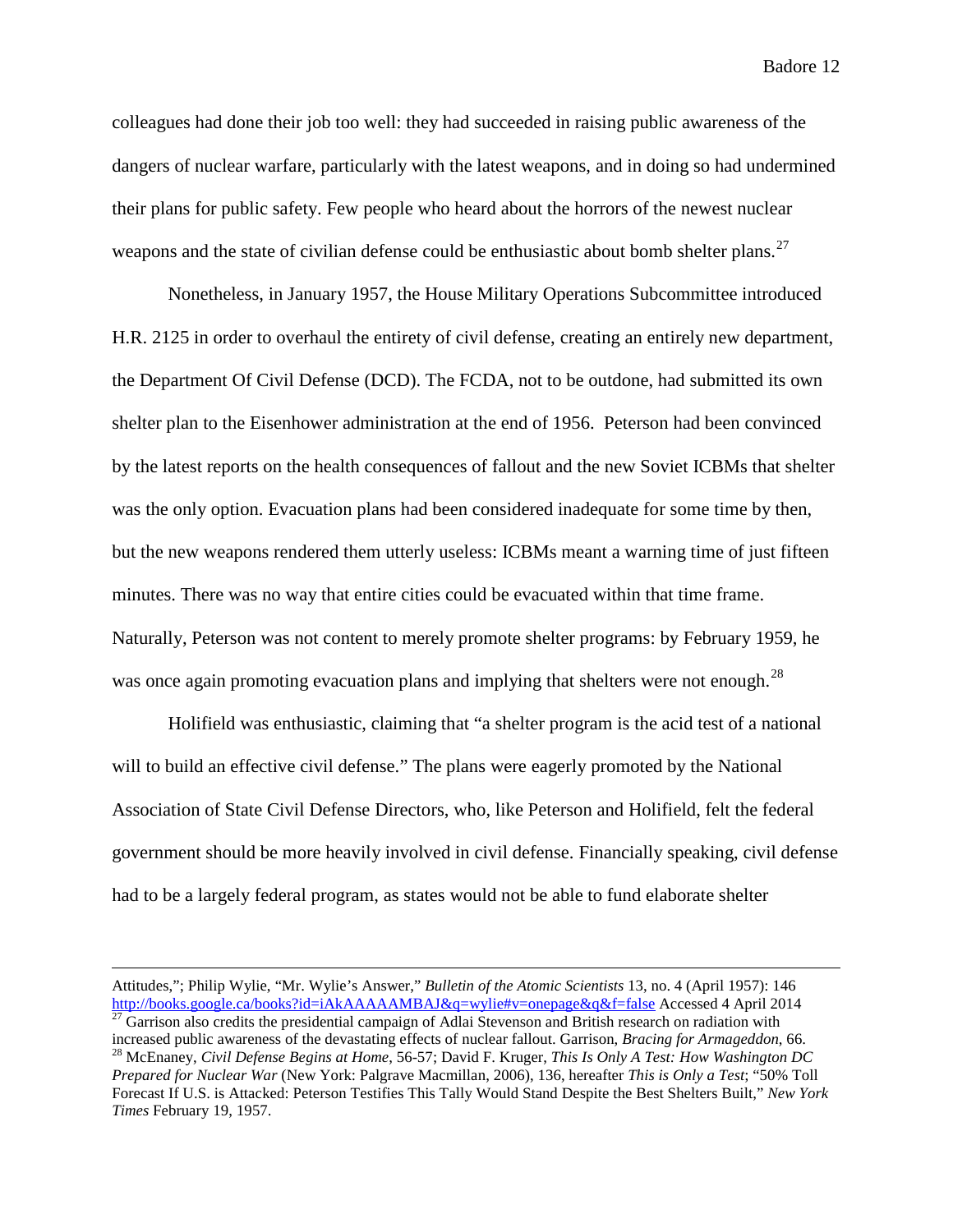colleagues had done their job too well: they had succeeded in raising public awareness of the dangers of nuclear warfare, particularly with the latest weapons, and in doing so had undermined their plans for public safety. Few people who heard about the horrors of the newest nuclear weapons and the state of civilian defense could be enthusiastic about bomb shelter plans.[27]

Nonetheless, in January 1957, the House Military Operations Subcommittee introduced H.R. 2125 in order to overhaul the entirety of civil defense, creating an entirely new department, the Department Of Civil Defense (DCD). The FCDA, not to be outdone, had submitted its own shelter plan to the Eisenhower administration at the end of 1956. Peterson had been convinced by the latest reports on the health consequences of fallout and the new Soviet ICBMs that shelter was the only option. Evacuation plans had been considered inadequate for some time by then, but the new weapons rendered them utterly useless: ICBMs meant a warning time of just fifteen minutes. There was no way that entire cities could be evacuated within that time frame. Naturally, Peterson was not content to merely promote shelter programs: by February 1959, he was once again promoting evacuation plans and implying that shelters were not enough.[28]

Holifield was enthusiastic, claiming that "a shelter program is the acid test of a national will to build an effective civil defense." The plans were eagerly promoted by the National Association of State Civil Defense Directors, who, like Peterson and Holifield, felt the federal government should be more heavily involved in civil defense. Financially speaking, civil defense had to be a largely federal program, as states would not be able to fund elaborate shelter

---

Attitudes,"; Philip Wylie, "Mr. Wylie's Answer," *Bulletin of the Atomic Scientists* 13, no. 4 (April 1957): 146 http://books.google.ca/books?id=iAkAAAAAMBAJ&q=wylie#v=onepage&q&f=false Accessed 4 April 2014

[27] Garrison also credits the presidential campaign of Adlai Stevenson and British research on radiation with increased public awareness of the devastating effects of nuclear fallout. Garrison, *Bracing for Armageddon*, 66.

[28] McEnaney, *Civil Defense Begins at Home*, 56-57; David F. Kruger, *This Is Only A Test: How Washington DC Prepared for Nuclear War* (New York: Palgrave Macmillan, 2006), 136, hereafter *This is Only a Test*; "50% Toll Forecast If U.S. is Attacked: Peterson Testifies This Tally Would Stand Despite the Best Shelters Built," *New York Times* February 19, 1957.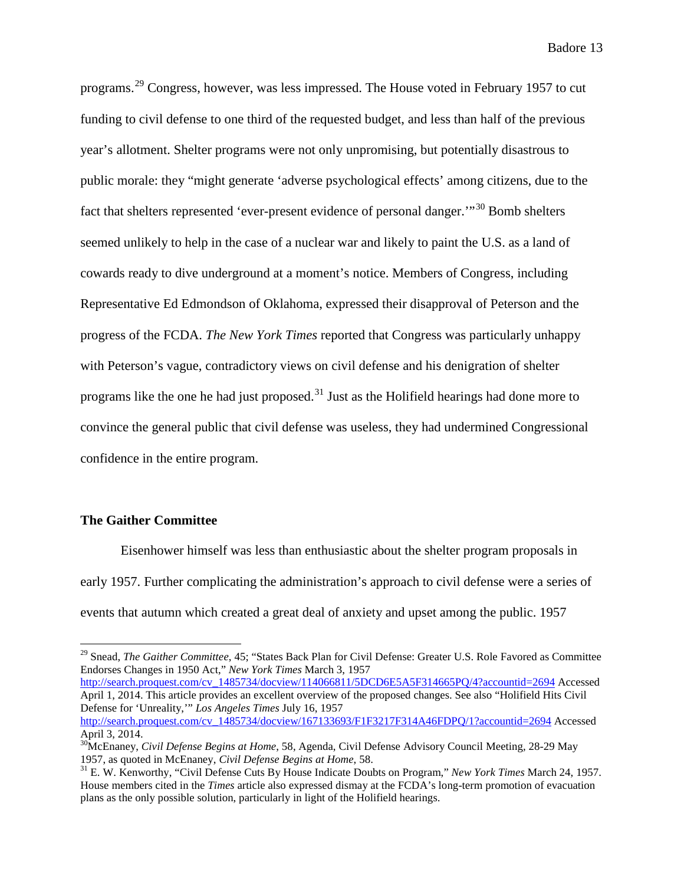programs.[29] Congress, however, was less impressed. The House voted in February 1957 to cut funding to civil defense to one third of the requested budget, and less than half of the previous year's allotment. Shelter programs were not only unpromising, but potentially disastrous to public morale: they "might generate 'adverse psychological effects' among citizens, due to the fact that shelters represented 'ever-present evidence of personal danger.'"[30] Bomb shelters seemed unlikely to help in the case of a nuclear war and likely to paint the U.S. as a land of cowards ready to dive underground at a moment's notice. Members of Congress, including Representative Ed Edmondson of Oklahoma, expressed their disapproval of Peterson and the progress of the FCDA. *The New York Times* reported that Congress was particularly unhappy with Peterson's vague, contradictory views on civil defense and his denigration of shelter programs like the one he had just proposed.[31] Just as the Holifield hearings had done more to convince the general public that civil defense was useless, they had undermined Congressional confidence in the entire program.

### The Gaither Committee

Eisenhower himself was less than enthusiastic about the shelter program proposals in early 1957. Further complicating the administration's approach to civil defense were a series of events that autumn which created a great deal of anxiety and upset among the public. 1957

---

[29] Snead, *The Gaither Committee*, 45; "States Back Plan for Civil Defense: Greater U.S. Role Favored as Committee Endorses Changes in 1950 Act," *New York Times* March 3, 1957 http://search.proquest.com/cv_1485734/docview/114066811/5DCD6E5A5F314665PQ/4?accountid=2694 Accessed April 1, 2014. This article provides an excellent overview of the proposed changes. See also "Holifield Hits Civil Defense for 'Unreality,'" *Los Angeles Times* July 16, 1957 http://search.proquest.com/cv_1485734/docview/167133693/F1F3217F314A46FDPQ/1?accountid=2694 Accessed April 3, 2014.

[30] McEnaney, *Civil Defense Begins at Home*, 58, Agenda, Civil Defense Advisory Council Meeting, 28-29 May 1957, as quoted in McEnaney, *Civil Defense Begins at Home*, 58.

[31] E. W. Kenworthy, "Civil Defense Cuts By House Indicate Doubts on Program," *New York Times* March 24, 1957. House members cited in the *Times* article also expressed dismay at the FCDA's long-term promotion of evacuation plans as the only possible solution, particularly in light of the Holifield hearings.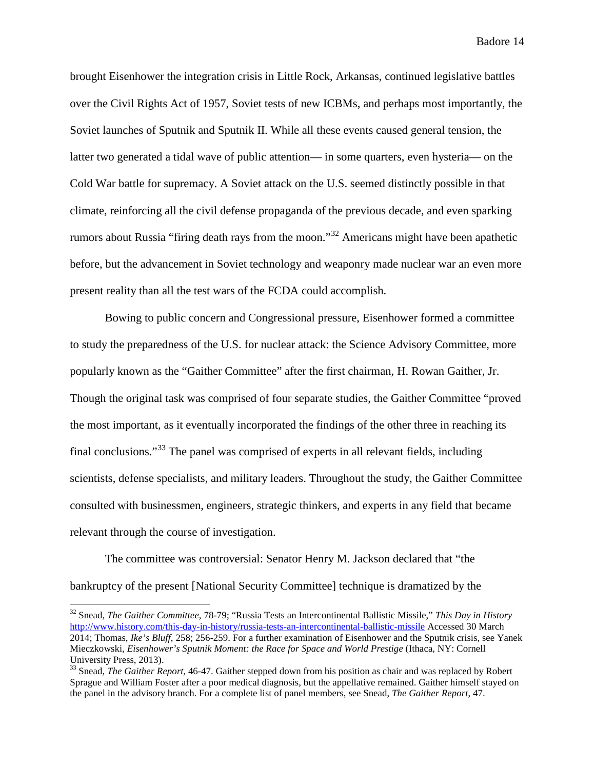brought Eisenhower the integration crisis in Little Rock, Arkansas, continued legislative battles over the Civil Rights Act of 1957, Soviet tests of new ICBMs, and perhaps most importantly, the Soviet launches of Sputnik and Sputnik II. While all these events caused general tension, the latter two generated a tidal wave of public attention— in some quarters, even hysteria— on the Cold War battle for supremacy. A Soviet attack on the U.S. seemed distinctly possible in that climate, reinforcing all the civil defense propaganda of the previous decade, and even sparking rumors about Russia "firing death rays from the moon."[32] Americans might have been apathetic before, but the advancement in Soviet technology and weaponry made nuclear war an even more present reality than all the test wars of the FCDA could accomplish.

Bowing to public concern and Congressional pressure, Eisenhower formed a committee to study the preparedness of the U.S. for nuclear attack: the Science Advisory Committee, more popularly known as the "Gaither Committee" after the first chairman, H. Rowan Gaither, Jr. Though the original task was comprised of four separate studies, the Gaither Committee "proved the most important, as it eventually incorporated the findings of the other three in reaching its final conclusions."[33] The panel was comprised of experts in all relevant fields, including scientists, defense specialists, and military leaders. Throughout the study, the Gaither Committee consulted with businessmen, engineers, strategic thinkers, and experts in any field that became relevant through the course of investigation.

The committee was controversial: Senator Henry M. Jackson declared that "the bankruptcy of the present [National Security Committee] technique is dramatized by the

---

[32] Snead, *The Gaither Committee*, 78-79; "Russia Tests an Intercontinental Ballistic Missile," *This Day in History* http://www.history.com/this-day-in-history/russia-tests-an-intercontinental-ballistic-missile Accessed 30 March 2014; Thomas, *Ike's Bluff*, 258; 256-259. For a further examination of Eisenhower and the Sputnik crisis, see Yanek Mieczkowski, *Eisenhower's Sputnik Moment: the Race for Space and World Prestige* (Ithaca, NY: Cornell University Press, 2013).

[33] Snead, *The Gaither Report*, 46-47. Gaither stepped down from his position as chair and was replaced by Robert Sprague and William Foster after a poor medical diagnosis, but the appellative remained. Gaither himself stayed on the panel in the advisory branch. For a complete list of panel members, see Snead, *The Gaither Report*, 47.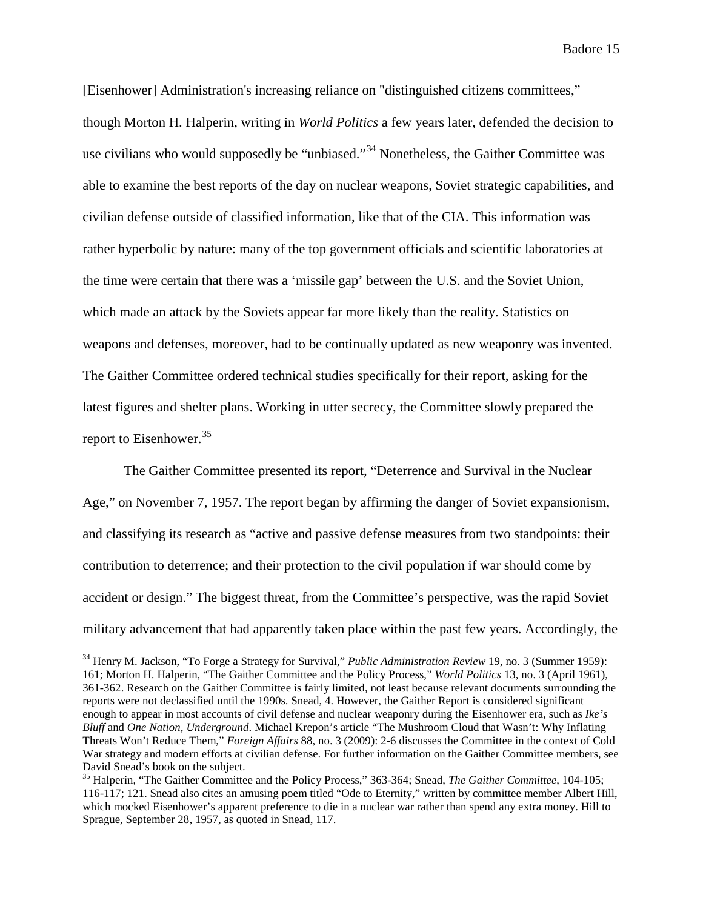[Eisenhower] Administration's increasing reliance on "distinguished citizens committees," though Morton H. Halperin, writing in *World Politics* a few years later, defended the decision to use civilians who would supposedly be "unbiased."[34] Nonetheless, the Gaither Committee was able to examine the best reports of the day on nuclear weapons, Soviet strategic capabilities, and civilian defense outside of classified information, like that of the CIA. This information was rather hyperbolic by nature: many of the top government officials and scientific laboratories at the time were certain that there was a 'missile gap' between the U.S. and the Soviet Union, which made an attack by the Soviets appear far more likely than the reality. Statistics on weapons and defenses, moreover, had to be continually updated as new weaponry was invented. The Gaither Committee ordered technical studies specifically for their report, asking for the latest figures and shelter plans. Working in utter secrecy, the Committee slowly prepared the report to Eisenhower.[35]

The Gaither Committee presented its report, "Deterrence and Survival in the Nuclear Age," on November 7, 1957. The report began by affirming the danger of Soviet expansionism, and classifying its research as "active and passive defense measures from two standpoints: their contribution to deterrence; and their protection to the civil population if war should come by accident or design." The biggest threat, from the Committee's perspective, was the rapid Soviet military advancement that had apparently taken place within the past few years. Accordingly, the

---

[34] Henry M. Jackson, "To Forge a Strategy for Survival," *Public Administration Review* 19, no. 3 (Summer 1959): 161; Morton H. Halperin, "The Gaither Committee and the Policy Process," *World Politics* 13, no. 3 (April 1961), 361-362. Research on the Gaither Committee is fairly limited, not least because relevant documents surrounding the reports were not declassified until the 1990s. Snead, 4. However, the Gaither Report is considered significant enough to appear in most accounts of civil defense and nuclear weaponry during the Eisenhower era, such as *Ike's Bluff* and *One Nation, Underground*. Michael Krepon's article "The Mushroom Cloud that Wasn't: Why Inflating Threats Won't Reduce Them," *Foreign Affairs* 88, no. 3 (2009): 2-6 discusses the Committee in the context of Cold War strategy and modern efforts at civilian defense. For further information on the Gaither Committee members, see David Snead's book on the subject.

[35] Halperin, "The Gaither Committee and the Policy Process," 363-364; Snead, *The Gaither Committee*, 104-105; 116-117; 121. Snead also cites an amusing poem titled "Ode to Eternity," written by committee member Albert Hill, which mocked Eisenhower's apparent preference to die in a nuclear war rather than spend any extra money. Hill to Sprague, September 28, 1957, as quoted in Snead, 117.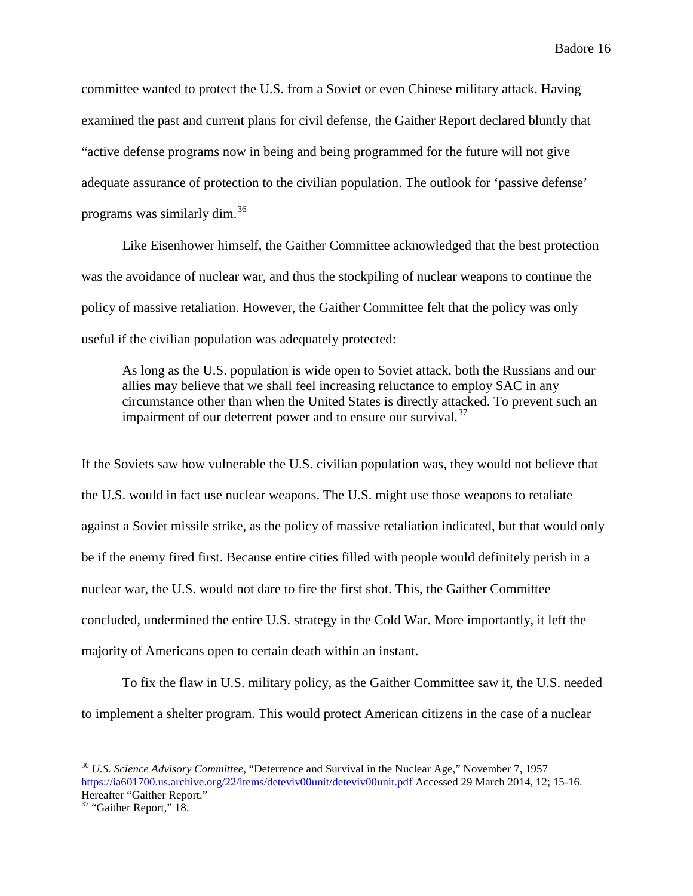committee wanted to protect the U.S. from a Soviet or even Chinese military attack. Having examined the past and current plans for civil defense, the Gaither Report declared bluntly that "active defense programs now in being and being programmed for the future will not give adequate assurance of protection to the civilian population. The outlook for 'passive defense' programs was similarly dim.[36]

Like Eisenhower himself, the Gaither Committee acknowledged that the best protection was the avoidance of nuclear war, and thus the stockpiling of nuclear weapons to continue the policy of massive retaliation. However, the Gaither Committee felt that the policy was only useful if the civilian population was adequately protected:

> As long as the U.S. population is wide open to Soviet attack, both the Russians and our allies may believe that we shall feel increasing reluctance to employ SAC in any circumstance other than when the United States is directly attacked. To prevent such an impairment of our deterrent power and to ensure our survival.[37]

If the Soviets saw how vulnerable the U.S. civilian population was, they would not believe that the U.S. would in fact use nuclear weapons. The U.S. might use those weapons to retaliate against a Soviet missile strike, as the policy of massive retaliation indicated, but that would only be if the enemy fired first. Because entire cities filled with people would definitely perish in a nuclear war, the U.S. would not dare to fire the first shot. This, the Gaither Committee concluded, undermined the entire U.S. strategy in the Cold War. More importantly, it left the majority of Americans open to certain death within an instant.

To fix the flaw in U.S. military policy, as the Gaither Committee saw it, the U.S. needed to implement a shelter program. This would protect American citizens in the case of a nuclear

---

[36] *U.S. Science Advisory Committee*, "Deterrence and Survival in the Nuclear Age," November 7, 1957 https://ia601700.us.archive.org/22/items/deteviv00unit/deteviv00unit.pdf Accessed 29 March 2014, 12; 15-16. Hereafter "Gaither Report."

[37] "Gaither Report," 18.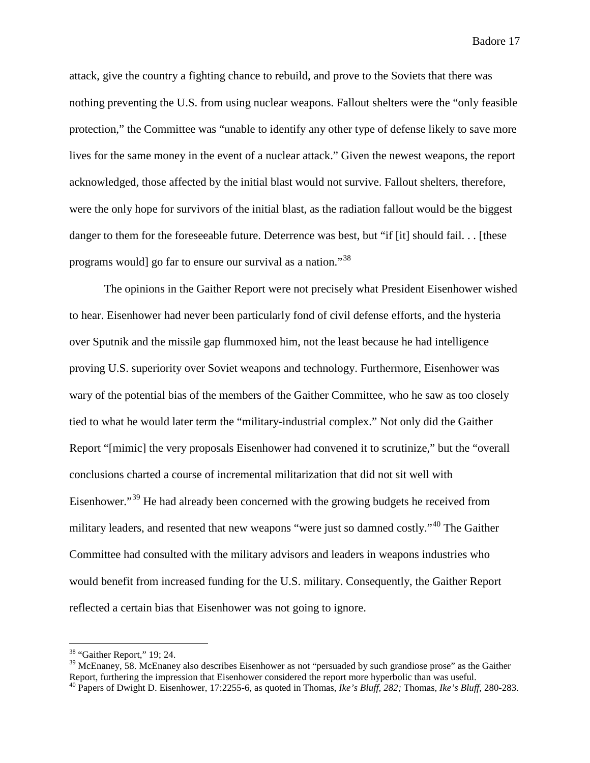attack, give the country a fighting chance to rebuild, and prove to the Soviets that there was nothing preventing the U.S. from using nuclear weapons. Fallout shelters were the "only feasible protection," the Committee was "unable to identify any other type of defense likely to save more lives for the same money in the event of a nuclear attack." Given the newest weapons, the report acknowledged, those affected by the initial blast would not survive. Fallout shelters, therefore, were the only hope for survivors of the initial blast, as the radiation fallout would be the biggest danger to them for the foreseeable future. Deterrence was best, but "if [it] should fail. . . [these programs would] go far to ensure our survival as a nation."[38]

The opinions in the Gaither Report were not precisely what President Eisenhower wished to hear. Eisenhower had never been particularly fond of civil defense efforts, and the hysteria over Sputnik and the missile gap flummoxed him, not the least because he had intelligence proving U.S. superiority over Soviet weapons and technology. Furthermore, Eisenhower was wary of the potential bias of the members of the Gaither Committee, who he saw as too closely tied to what he would later term the "military-industrial complex." Not only did the Gaither Report "[mimic] the very proposals Eisenhower had convened it to scrutinize," but the "overall conclusions charted a course of incremental militarization that did not sit well with Eisenhower."[39] He had already been concerned with the growing budgets he received from military leaders, and resented that new weapons "were just so damned costly."[40] The Gaither Committee had consulted with the military advisors and leaders in weapons industries who would benefit from increased funding for the U.S. military. Consequently, the Gaither Report reflected a certain bias that Eisenhower was not going to ignore.

---

[38] "Gaither Report," 19; 24.

[39] McEnaney, 58. McEnaney also describes Eisenhower as not "persuaded by such grandiose prose" as the Gaither Report, furthering the impression that Eisenhower considered the report more hyperbolic than was useful.

[40] Papers of Dwight D. Eisenhower, 17:2255-6, as quoted in Thomas, *Ike's Bluff, 282;* Thomas, *Ike's Bluff,* 280-283.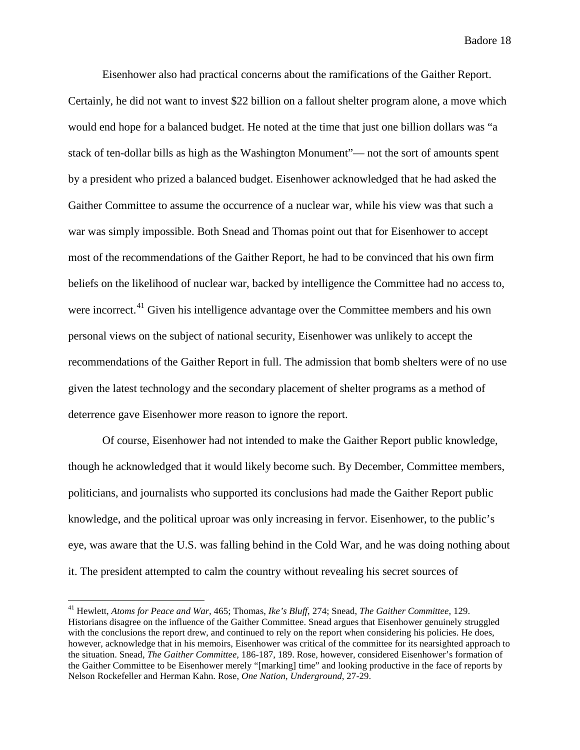Eisenhower also had practical concerns about the ramifications of the Gaither Report. Certainly, he did not want to invest $22 billion on a fallout shelter program alone, a move which would end hope for a balanced budget. He noted at the time that just one billion dollars was "a stack of ten-dollar bills as high as the Washington Monument"— not the sort of amounts spent by a president who prized a balanced budget. Eisenhower acknowledged that he had asked the Gaither Committee to assume the occurrence of a nuclear war, while his view was that such a war was simply impossible. Both Snead and Thomas point out that for Eisenhower to accept most of the recommendations of the Gaither Report, he had to be convinced that his own firm beliefs on the likelihood of nuclear war, backed by intelligence the Committee had no access to, were incorrect.[41] Given his intelligence advantage over the Committee members and his own personal views on the subject of national security, Eisenhower was unlikely to accept the recommendations of the Gaither Report in full. The admission that bomb shelters were of no use given the latest technology and the secondary placement of shelter programs as a method of deterrence gave Eisenhower more reason to ignore the report.

Of course, Eisenhower had not intended to make the Gaither Report public knowledge, though he acknowledged that it would likely become such. By December, Committee members, politicians, and journalists who supported its conclusions had made the Gaither Report public knowledge, and the political uproar was only increasing in fervor. Eisenhower, to the public's eye, was aware that the U.S. was falling behind in the Cold War, and he was doing nothing about it. The president attempted to calm the country without revealing his secret sources of

---

[41] Hewlett, *Atoms for Peace and War*, 465; Thomas, *Ike's Bluff*, 274; Snead, *The Gaither Committee*, 129. Historians disagree on the influence of the Gaither Committee. Snead argues that Eisenhower genuinely struggled with the conclusions the report drew, and continued to rely on the report when considering his policies. He does, however, acknowledge that in his memoirs, Eisenhower was critical of the committee for its nearsighted approach to the situation. Snead, *The Gaither Committee*, 186-187, 189. Rose, however, considered Eisenhower's formation of the Gaither Committee to be Eisenhower merely "[marking] time" and looking productive in the face of reports by Nelson Rockefeller and Herman Kahn. Rose, *One Nation, Underground*, 27-29.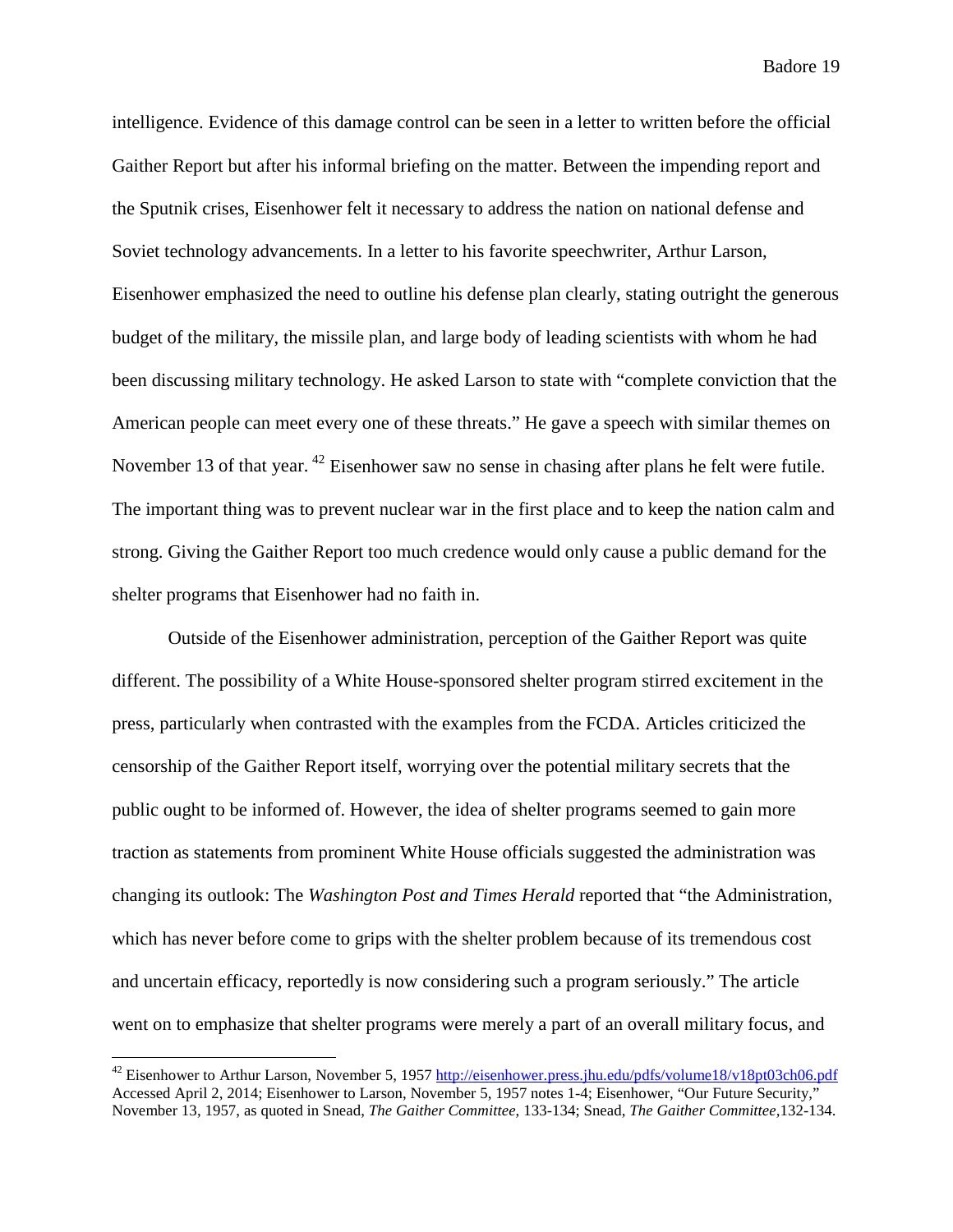intelligence. Evidence of this damage control can be seen in a letter to written before the official Gaither Report but after his informal briefing on the matter. Between the impending report and the Sputnik crises, Eisenhower felt it necessary to address the nation on national defense and Soviet technology advancements. In a letter to his favorite speechwriter, Arthur Larson, Eisenhower emphasized the need to outline his defense plan clearly, stating outright the generous budget of the military, the missile plan, and large body of leading scientists with whom he had been discussing military technology. He asked Larson to state with "complete conviction that the American people can meet every one of these threats." He gave a speech with similar themes on November 13 of that year. [42] Eisenhower saw no sense in chasing after plans he felt were futile. The important thing was to prevent nuclear war in the first place and to keep the nation calm and strong. Giving the Gaither Report too much credence would only cause a public demand for the shelter programs that Eisenhower had no faith in.

Outside of the Eisenhower administration, perception of the Gaither Report was quite different. The possibility of a White House-sponsored shelter program stirred excitement in the press, particularly when contrasted with the examples from the FCDA. Articles criticized the censorship of the Gaither Report itself, worrying over the potential military secrets that the public ought to be informed of. However, the idea of shelter programs seemed to gain more traction as statements from prominent White House officials suggested the administration was changing its outlook: The *Washington Post and Times Herald* reported that "the Administration, which has never before come to grips with the shelter problem because of its tremendous cost and uncertain efficacy, reportedly is now considering such a program seriously." The article went on to emphasize that shelter programs were merely a part of an overall military focus, and

---

[42] Eisenhower to Arthur Larson, November 5, 1957 http://eisenhower.press.jhu.edu/pdfs/volume18/v18pt03ch06.pdf Accessed April 2, 2014; Eisenhower to Larson, November 5, 1957 notes 1-4; Eisenhower, "Our Future Security," November 13, 1957, as quoted in Snead, *The Gaither Committee*, 133-134; Snead, *The Gaither Committee*,132-134.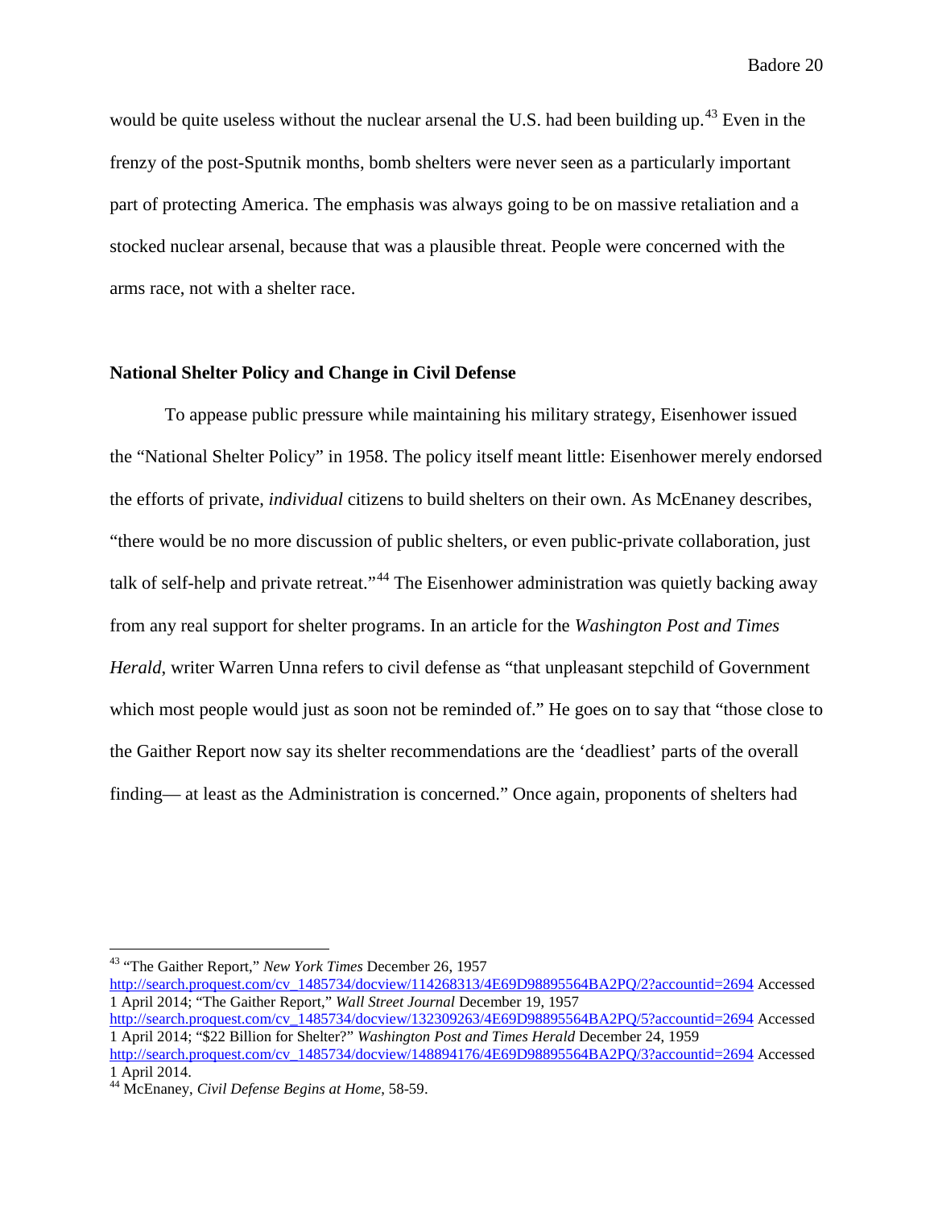would be quite useless without the nuclear arsenal the U.S. had been building up.[43] Even in the frenzy of the post-Sputnik months, bomb shelters were never seen as a particularly important part of protecting America. The emphasis was always going to be on massive retaliation and a stocked nuclear arsenal, because that was a plausible threat. People were concerned with the arms race, not with a shelter race.

## National Shelter Policy and Change in Civil Defense

To appease public pressure while maintaining his military strategy, Eisenhower issued the "National Shelter Policy" in 1958. The policy itself meant little: Eisenhower merely endorsed the efforts of private, *individual* citizens to build shelters on their own. As McEnaney describes, "there would be no more discussion of public shelters, or even public-private collaboration, just talk of self-help and private retreat."[44] The Eisenhower administration was quietly backing away from any real support for shelter programs. In an article for the *Washington Post and Times Herald*, writer Warren Unna refers to civil defense as "that unpleasant stepchild of Government which most people would just as soon not be reminded of." He goes on to say that "those close to the Gaither Report now say its shelter recommendations are the 'deadliest' parts of the overall finding— at least as the Administration is concerned." Once again, proponents of shelters had

---

[43] "The Gaither Report," *New York Times* December 26, 1957 http://search.proquest.com/cv_1485734/docview/114268313/4E69D98895564BA2PQ/2?accountid=2694 Accessed 1 April 2014; "The Gaither Report," *Wall Street Journal* December 19, 1957 http://search.proquest.com/cv_1485734/docview/132309263/4E69D98895564BA2PQ/5?accountid=2694 Accessed 1 April 2014; "$22 Billion for Shelter?" *Washington Post and Times Herald* December 24, 1959 http://search.proquest.com/cv_1485734/docview/148894176/4E69D98895564BA2PQ/3?accountid=2694 Accessed 1 April 2014.

[44] McEnaney, *Civil Defense Begins at Home*, 58-59.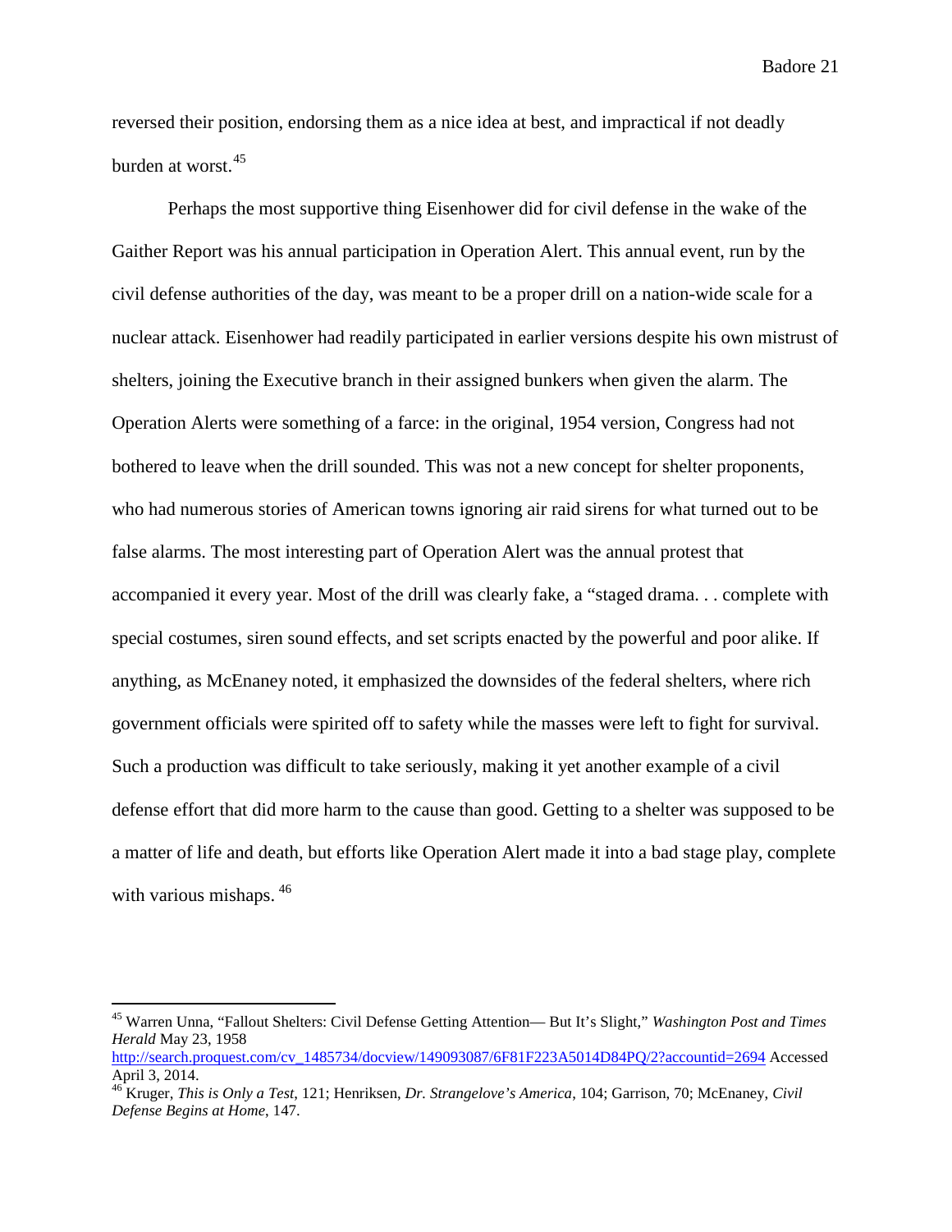reversed their position, endorsing them as a nice idea at best, and impractical if not deadly burden at worst.[45]

Perhaps the most supportive thing Eisenhower did for civil defense in the wake of the Gaither Report was his annual participation in Operation Alert. This annual event, run by the civil defense authorities of the day, was meant to be a proper drill on a nation-wide scale for a nuclear attack. Eisenhower had readily participated in earlier versions despite his own mistrust of shelters, joining the Executive branch in their assigned bunkers when given the alarm. The Operation Alerts were something of a farce: in the original, 1954 version, Congress had not bothered to leave when the drill sounded. This was not a new concept for shelter proponents, who had numerous stories of American towns ignoring air raid sirens for what turned out to be false alarms. The most interesting part of Operation Alert was the annual protest that accompanied it every year. Most of the drill was clearly fake, a "staged drama. . . complete with special costumes, siren sound effects, and set scripts enacted by the powerful and poor alike. If anything, as McEnaney noted, it emphasized the downsides of the federal shelters, where rich government officials were spirited off to safety while the masses were left to fight for survival. Such a production was difficult to take seriously, making it yet another example of a civil defense effort that did more harm to the cause than good. Getting to a shelter was supposed to be a matter of life and death, but efforts like Operation Alert made it into a bad stage play, complete with various mishaps.[46]

---

[45] Warren Unna, "Fallout Shelters: Civil Defense Getting Attention— But It's Slight," *Washington Post and Times Herald* May 23, 1958 http://search.proquest.com/cv_1485734/docview/149093087/6F81F223A5014D84PQ/2?accountid=2694 Accessed April 3, 2014.

[46] Kruger, *This is Only a Test*, 121; Henriksen, *Dr. Strangelove's America*, 104; Garrison, 70; McEnaney, *Civil Defense Begins at Home*, 147.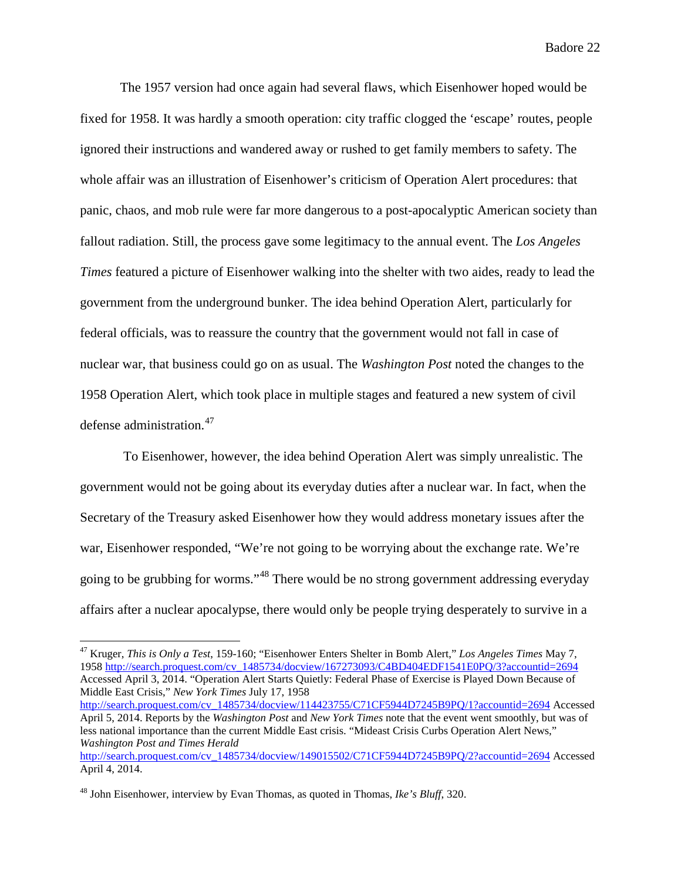The 1957 version had once again had several flaws, which Eisenhower hoped would be fixed for 1958. It was hardly a smooth operation: city traffic clogged the 'escape' routes, people ignored their instructions and wandered away or rushed to get family members to safety. The whole affair was an illustration of Eisenhower's criticism of Operation Alert procedures: that panic, chaos, and mob rule were far more dangerous to a post-apocalyptic American society than fallout radiation. Still, the process gave some legitimacy to the annual event. The *Los Angeles Times* featured a picture of Eisenhower walking into the shelter with two aides, ready to lead the government from the underground bunker. The idea behind Operation Alert, particularly for federal officials, was to reassure the country that the government would not fall in case of nuclear war, that business could go on as usual. The *Washington Post* noted the changes to the 1958 Operation Alert, which took place in multiple stages and featured a new system of civil defense administration.[47]

To Eisenhower, however, the idea behind Operation Alert was simply unrealistic. The government would not be going about its everyday duties after a nuclear war. In fact, when the Secretary of the Treasury asked Eisenhower how they would address monetary issues after the war, Eisenhower responded, "We're not going to be worrying about the exchange rate. We're going to be grubbing for worms."[48] There would be no strong government addressing everyday affairs after a nuclear apocalypse, there would only be people trying desperately to survive in a

---

[47] Kruger, *This is Only a Test*, 159-160; "Eisenhower Enters Shelter in Bomb Alert," *Los Angeles Times* May 7, 1958 http://search.proquest.com/cv_1485734/docview/167273093/C4BD404EDF1541E0PQ/3?accountid=2694 Accessed April 3, 2014. "Operation Alert Starts Quietly: Federal Phase of Exercise is Played Down Because of Middle East Crisis," *New York Times* July 17, 1958 http://search.proquest.com/cv_1485734/docview/114423755/C71CF5944D7245B9PQ/1?accountid=2694 Accessed April 5, 2014. Reports by the *Washington Post* and *New York Times* note that the event went smoothly, but was of less national importance than the current Middle East crisis. "Mideast Crisis Curbs Operation Alert News," *Washington Post and Times Herald* http://search.proquest.com/cv_1485734/docview/149015502/C71CF5944D7245B9PQ/2?accountid=2694 Accessed April 4, 2014.

[48] John Eisenhower, interview by Evan Thomas, as quoted in Thomas, *Ike's Bluff*, 320.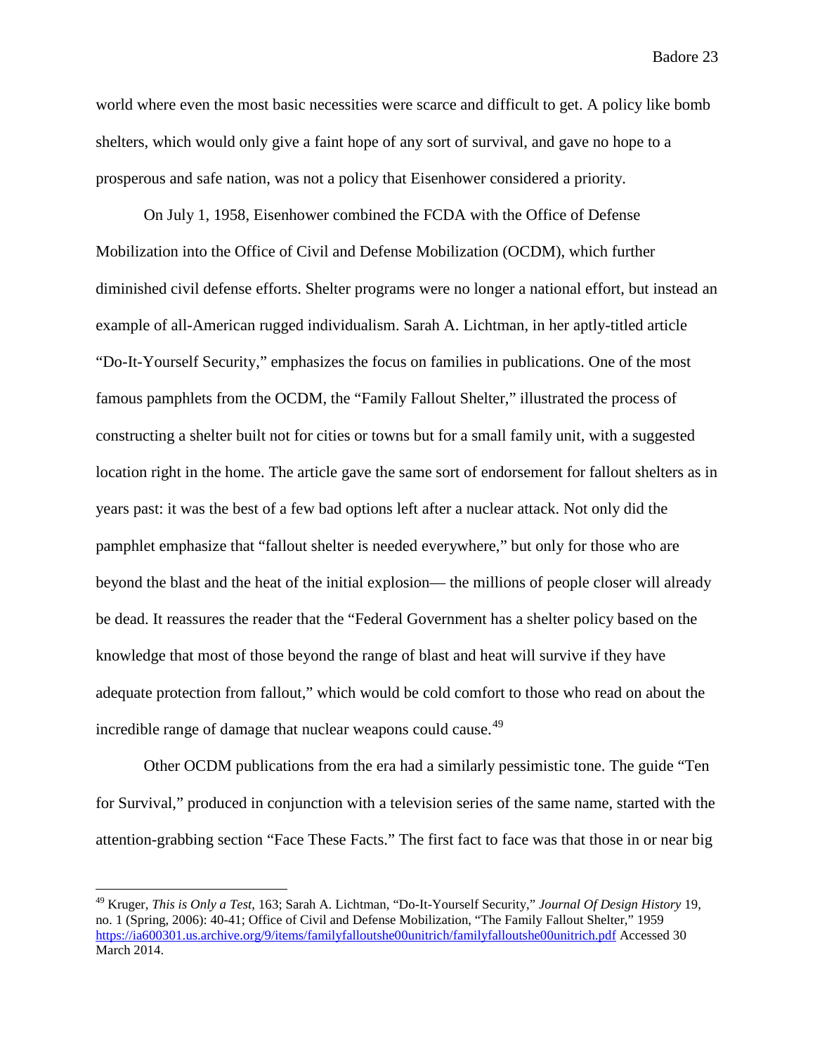world where even the most basic necessities were scarce and difficult to get. A policy like bomb shelters, which would only give a faint hope of any sort of survival, and gave no hope to a prosperous and safe nation, was not a policy that Eisenhower considered a priority.

On July 1, 1958, Eisenhower combined the FCDA with the Office of Defense Mobilization into the Office of Civil and Defense Mobilization (OCDM), which further diminished civil defense efforts. Shelter programs were no longer a national effort, but instead an example of all-American rugged individualism. Sarah A. Lichtman, in her aptly-titled article "Do-It-Yourself Security," emphasizes the focus on families in publications. One of the most famous pamphlets from the OCDM, the "Family Fallout Shelter," illustrated the process of constructing a shelter built not for cities or towns but for a small family unit, with a suggested location right in the home. The article gave the same sort of endorsement for fallout shelters as in years past: it was the best of a few bad options left after a nuclear attack. Not only did the pamphlet emphasize that "fallout shelter is needed everywhere," but only for those who are beyond the blast and the heat of the initial explosion— the millions of people closer will already be dead. It reassures the reader that the "Federal Government has a shelter policy based on the knowledge that most of those beyond the range of blast and heat will survive if they have adequate protection from fallout," which would be cold comfort to those who read on about the incredible range of damage that nuclear weapons could cause.[49]

Other OCDM publications from the era had a similarly pessimistic tone. The guide "Ten for Survival," produced in conjunction with a television series of the same name, started with the attention-grabbing section "Face These Facts." The first fact to face was that those in or near big

---

[49] Kruger, *This is Only a Test*, 163; Sarah A. Lichtman, "Do-It-Yourself Security," *Journal Of Design History* 19, no. 1 (Spring, 2006): 40-41; Office of Civil and Defense Mobilization, "The Family Fallout Shelter," 1959 https://ia600301.us.archive.org/9/items/familyfalloutshe00unitrich/familyfalloutshe00unitrich.pdf Accessed 30 March 2014.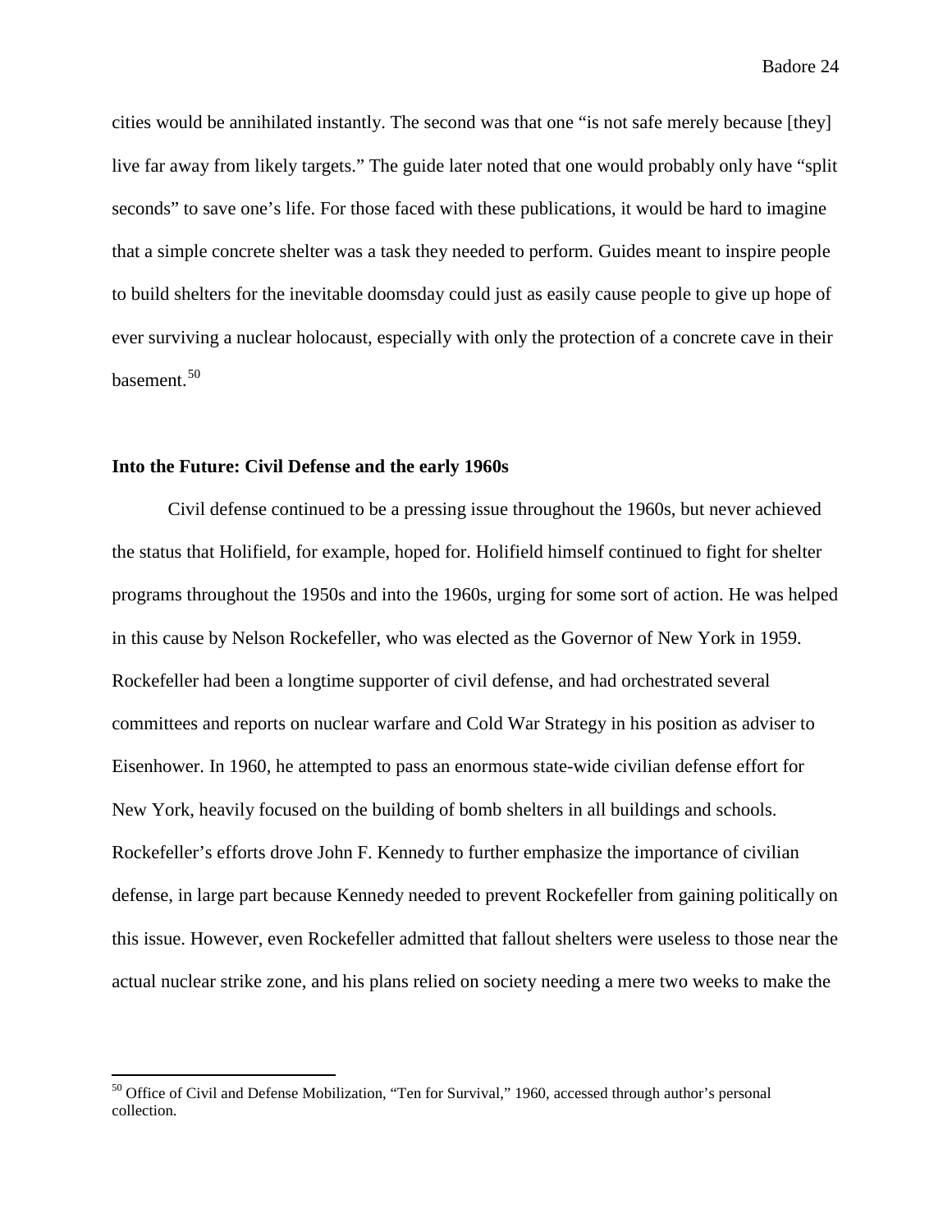cities would be annihilated instantly. The second was that one "is not safe merely because [they] live far away from likely targets." The guide later noted that one would probably only have "split seconds" to save one's life. For those faced with these publications, it would be hard to imagine that a simple concrete shelter was a task they needed to perform. Guides meant to inspire people to build shelters for the inevitable doomsday could just as easily cause people to give up hope of ever surviving a nuclear holocaust, especially with only the protection of a concrete cave in their basement.[50]

### Into the Future: Civil Defense and the early 1960s

Civil defense continued to be a pressing issue throughout the 1960s, but never achieved the status that Holifield, for example, hoped for. Holifield himself continued to fight for shelter programs throughout the 1950s and into the 1960s, urging for some sort of action. He was helped in this cause by Nelson Rockefeller, who was elected as the Governor of New York in 1959. Rockefeller had been a longtime supporter of civil defense, and had orchestrated several committees and reports on nuclear warfare and Cold War Strategy in his position as adviser to Eisenhower. In 1960, he attempted to pass an enormous state-wide civilian defense effort for New York, heavily focused on the building of bomb shelters in all buildings and schools. Rockefeller's efforts drove John F. Kennedy to further emphasize the importance of civilian defense, in large part because Kennedy needed to prevent Rockefeller from gaining politically on this issue. However, even Rockefeller admitted that fallout shelters were useless to those near the actual nuclear strike zone, and his plans relied on society needing a mere two weeks to make the

[50] Office of Civil and Defense Mobilization, "Ten for Survival," 1960, accessed through author's personal collection.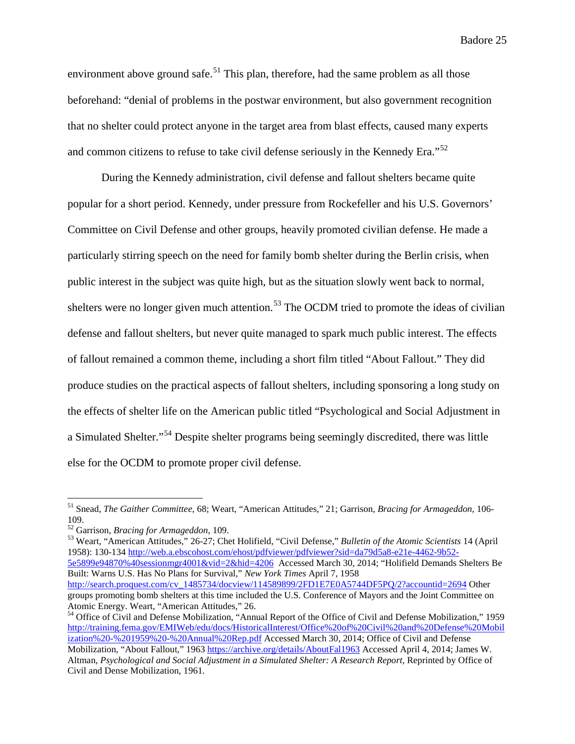environment above ground safe.[51] This plan, therefore, had the same problem as all those beforehand: "denial of problems in the postwar environment, but also government recognition that no shelter could protect anyone in the target area from blast effects, caused many experts and common citizens to refuse to take civil defense seriously in the Kennedy Era."[52]

During the Kennedy administration, civil defense and fallout shelters became quite popular for a short period. Kennedy, under pressure from Rockefeller and his U.S. Governors' Committee on Civil Defense and other groups, heavily promoted civilian defense. He made a particularly stirring speech on the need for family bomb shelter during the Berlin crisis, when public interest in the subject was quite high, but as the situation slowly went back to normal, shelters were no longer given much attention.[53] The OCDM tried to promote the ideas of civilian defense and fallout shelters, but never quite managed to spark much public interest. The effects of fallout remained a common theme, including a short film titled "About Fallout." They did produce studies on the practical aspects of fallout shelters, including sponsoring a long study on the effects of shelter life on the American public titled "Psychological and Social Adjustment in a Simulated Shelter."[54] Despite shelter programs being seemingly discredited, there was little else for the OCDM to promote proper civil defense.

---

[51] Snead, *The Gaither Committee*, 68; Weart, "American Attitudes," 21; Garrison, *Bracing for Armageddon*, 106-109.

[52] Garrison, *Bracing for Armageddon*, 109.

[53] Weart, "American Attitudes," 26-27; Chet Holifield, "Civil Defense," *Bulletin of the Atomic Scientists* 14 (April 1958): 130-134 http://web.a.ebscohost.com/ehost/pdfviewer/pdfviewer?sid=da79d5a8-e21e-4462-9b52-5e5899e94870%40sessionmgr4001&vid=2&hid=4206 Accessed March 30, 2014; "Holifield Demands Shelters Be Built: Warns U.S. Has No Plans for Survival," *New York Times* April 7, 1958 http://search.proquest.com/cv_1485734/docview/114589899/2FD1E7E0A5744DF5PQ/2?accountid=2694 Other groups promoting bomb shelters at this time included the U.S. Conference of Mayors and the Joint Committee on Atomic Energy. Weart, "American Attitudes," 26.

[54] Office of Civil and Defense Mobilization, "Annual Report of the Office of Civil and Defense Mobilization," 1959 http://training.fema.gov/EMIWeb/edu/docs/HistoricalInterest/Office%20of%20Civil%20and%20Defense%20Mobilization%20-%201959%20-%20Annual%20Rep.pdf Accessed March 30, 2014; Office of Civil and Defense Mobilization, "About Fallout," 1963 https://archive.org/details/AboutFal1963 Accessed April 4, 2014; James W. Altman, *Psychological and Social Adjustment in a Simulated Shelter: A Research Report*, Reprinted by Office of Civil and Dense Mobilization, 1961.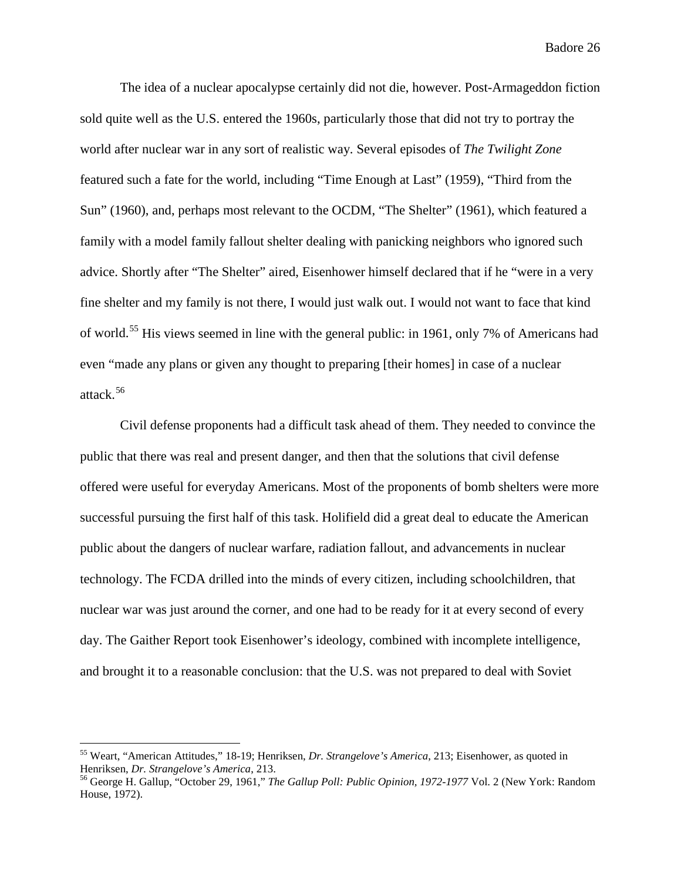The idea of a nuclear apocalypse certainly did not die, however. Post-Armageddon fiction sold quite well as the U.S. entered the 1960s, particularly those that did not try to portray the world after nuclear war in any sort of realistic way. Several episodes of *The Twilight Zone* featured such a fate for the world, including "Time Enough at Last" (1959), "Third from the Sun" (1960), and, perhaps most relevant to the OCDM, "The Shelter" (1961), which featured a family with a model family fallout shelter dealing with panicking neighbors who ignored such advice. Shortly after "The Shelter" aired, Eisenhower himself declared that if he "were in a very fine shelter and my family is not there, I would just walk out. I would not want to face that kind of world.[55] His views seemed in line with the general public: in 1961, only 7% of Americans had even "made any plans or given any thought to preparing [their homes] in case of a nuclear attack.[56]

Civil defense proponents had a difficult task ahead of them. They needed to convince the public that there was real and present danger, and then that the solutions that civil defense offered were useful for everyday Americans. Most of the proponents of bomb shelters were more successful pursuing the first half of this task. Holifield did a great deal to educate the American public about the dangers of nuclear warfare, radiation fallout, and advancements in nuclear technology. The FCDA drilled into the minds of every citizen, including schoolchildren, that nuclear war was just around the corner, and one had to be ready for it at every second of every day. The Gaither Report took Eisenhower's ideology, combined with incomplete intelligence, and brought it to a reasonable conclusion: that the U.S. was not prepared to deal with Soviet

---

[55] Weart, "American Attitudes," 18-19; Henriksen, *Dr. Strangelove's America*, 213; Eisenhower, as quoted in Henriksen, *Dr. Strangelove's America*, 213.

[56] George H. Gallup, "October 29, 1961," *The Gallup Poll: Public Opinion, 1972-1977* Vol. 2 (New York: Random House, 1972).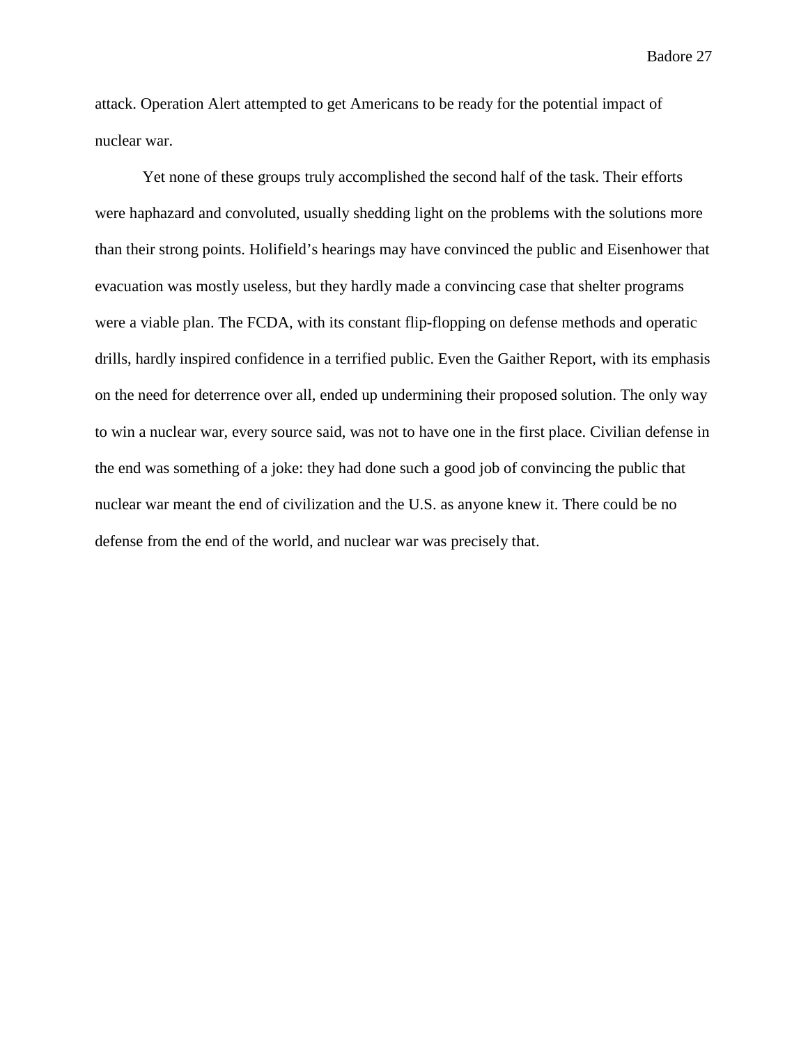attack. Operation Alert attempted to get Americans to be ready for the potential impact of nuclear war.

Yet none of these groups truly accomplished the second half of the task. Their efforts were haphazard and convoluted, usually shedding light on the problems with the solutions more than their strong points. Holifield's hearings may have convinced the public and Eisenhower that evacuation was mostly useless, but they hardly made a convincing case that shelter programs were a viable plan. The FCDA, with its constant flip-flopping on defense methods and operatic drills, hardly inspired confidence in a terrified public. Even the Gaither Report, with its emphasis on the need for deterrence over all, ended up undermining their proposed solution. The only way to win a nuclear war, every source said, was not to have one in the first place. Civilian defense in the end was something of a joke: they had done such a good job of convincing the public that nuclear war meant the end of civilization and the U.S. as anyone knew it. There could be no defense from the end of the world, and nuclear war was precisely that.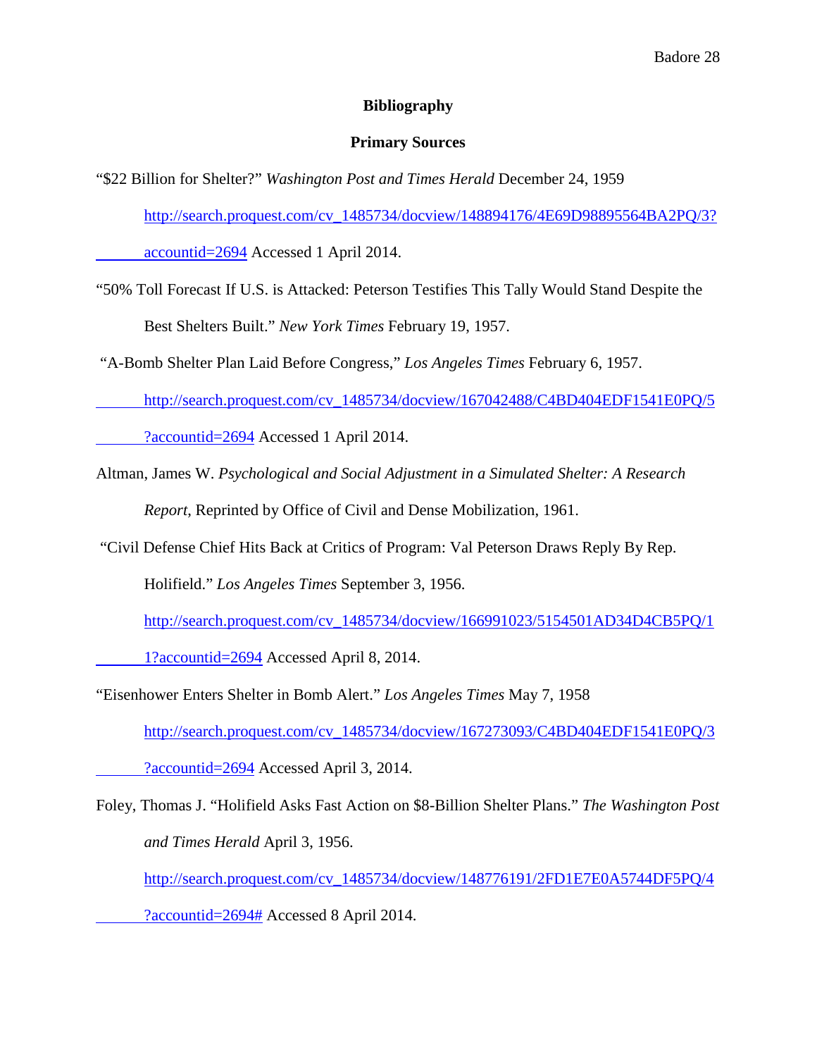# Bibliography

## Primary Sources

"$22 Billion for Shelter?" *Washington Post and Times Herald* December 24, 1959 http://search.proquest.com/cv_1485734/docview/148894176/4E69D98895564BA2PQ/3?accountid=2694 Accessed 1 April 2014.

"50% Toll Forecast If U.S. is Attacked: Peterson Testifies This Tally Would Stand Despite the Best Shelters Built." *New York Times* February 19, 1957.

"A-Bomb Shelter Plan Laid Before Congress," *Los Angeles Times* February 6, 1957. http://search.proquest.com/cv_1485734/docview/167042488/C4BD404EDF1541E0PQ/5?accountid=2694 Accessed 1 April 2014.

Altman, James W. *Psychological and Social Adjustment in a Simulated Shelter: A Research Report*, Reprinted by Office of Civil and Dense Mobilization, 1961.

"Civil Defense Chief Hits Back at Critics of Program: Val Peterson Draws Reply By Rep. Holifield." *Los Angeles Times* September 3, 1956. http://search.proquest.com/cv_1485734/docview/166991023/5154501AD34D4CB5PQ/11?accountid=2694 Accessed April 8, 2014.

"Eisenhower Enters Shelter in Bomb Alert." *Los Angeles Times* May 7, 1958 http://search.proquest.com/cv_1485734/docview/167273093/C4BD404EDF1541E0PQ/3?accountid=2694 Accessed April 3, 2014.

Foley, Thomas J. "Holifield Asks Fast Action on $8-Billion Shelter Plans." *The Washington Post and Times Herald* April 3, 1956. http://search.proquest.com/cv_1485734/docview/148776191/2FD1E7E0A5744DF5PQ/4?accountid=2694# Accessed 8 April 2014.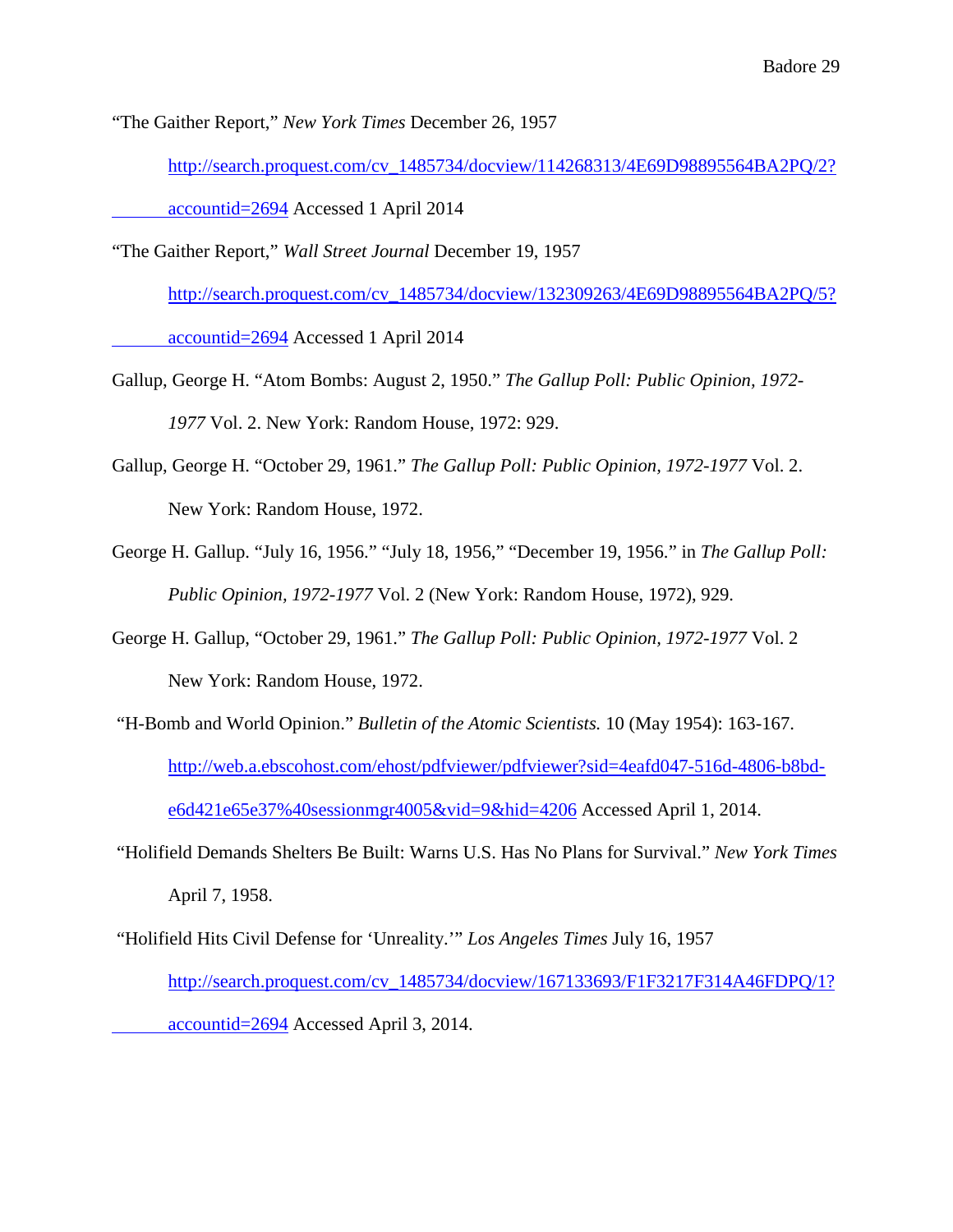"The Gaither Report," *New York Times* December 26, 1957 http://search.proquest.com/cv_1485734/docview/114268313/4E69D98895564BA2PQ/2?accountid=2694 Accessed 1 April 2014

"The Gaither Report," *Wall Street Journal* December 19, 1957 http://search.proquest.com/cv_1485734/docview/132309263/4E69D98895564BA2PQ/5?accountid=2694 Accessed 1 April 2014

Gallup, George H. "Atom Bombs: August 2, 1950." *The Gallup Poll: Public Opinion, 1972-1977* Vol. 2. New York: Random House, 1972: 929.

Gallup, George H. "October 29, 1961." *The Gallup Poll: Public Opinion, 1972-1977* Vol. 2. New York: Random House, 1972.

George H. Gallup. "July 16, 1956." "July 18, 1956," "December 19, 1956." in *The Gallup Poll: Public Opinion, 1972-1977* Vol. 2 (New York: Random House, 1972), 929.

George H. Gallup, "October 29, 1961." *The Gallup Poll: Public Opinion, 1972-1977* Vol. 2 New York: Random House, 1972.

"H-Bomb and World Opinion." *Bulletin of the Atomic Scientists.* 10 (May 1954): 163-167. http://web.a.ebscohost.com/ehost/pdfviewer/pdfviewer?sid=4eafd047-516d-4806-b8bd-e6d421e65e37%40sessionmgr4005&vid=9&hid=4206 Accessed April 1, 2014.

"Holifield Demands Shelters Be Built: Warns U.S. Has No Plans for Survival." *New York Times* April 7, 1958.

"Holifield Hits Civil Defense for 'Unreality.'" *Los Angeles Times* July 16, 1957 http://search.proquest.com/cv_1485734/docview/167133693/F1F3217F314A46FDPQ/1?accountid=2694 Accessed April 3, 2014.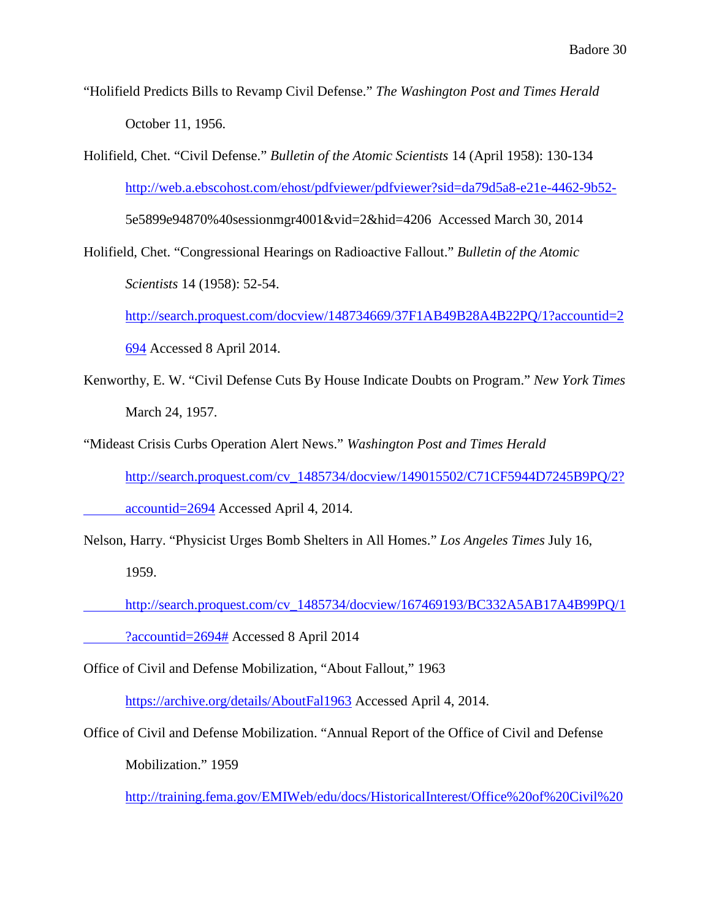"Holifield Predicts Bills to Revamp Civil Defense." *The Washington Post and Times Herald* October 11, 1956.

Holifield, Chet. "Civil Defense." *Bulletin of the Atomic Scientists* 14 (April 1958): 130-134 http://web.a.ebscohost.com/ehost/pdfviewer/pdfviewer?sid=da79d5a8-e21e-4462-9b52-5e5899e94870%40sessionmgr4001&vid=2&hid=4206 Accessed March 30, 2014

Holifield, Chet. "Congressional Hearings on Radioactive Fallout." *Bulletin of the Atomic Scientists* 14 (1958): 52-54. http://search.proquest.com/docview/148734669/37F1AB49B28A4B22PQ/1?accountid=2694 Accessed 8 April 2014.

Kenworthy, E. W. "Civil Defense Cuts By House Indicate Doubts on Program." *New York Times* March 24, 1957.

"Mideast Crisis Curbs Operation Alert News." *Washington Post and Times Herald* http://search.proquest.com/cv_1485734/docview/149015502/C71CF5944D7245B9PQ/2?accountid=2694 Accessed April 4, 2014.

Nelson, Harry. "Physicist Urges Bomb Shelters in All Homes." *Los Angeles Times* July 16, 1959. http://search.proquest.com/cv_1485734/docview/167469193/BC332A5AB17A4B99PQ/1?accountid=2694# Accessed 8 April 2014

Office of Civil and Defense Mobilization, "About Fallout," 1963 https://archive.org/details/AboutFal1963 Accessed April 4, 2014.

Office of Civil and Defense Mobilization. "Annual Report of the Office of Civil and Defense Mobilization." 1959 http://training.fema.gov/EMIWeb/edu/docs/HistoricalInterest/Office%20of%20Civil%20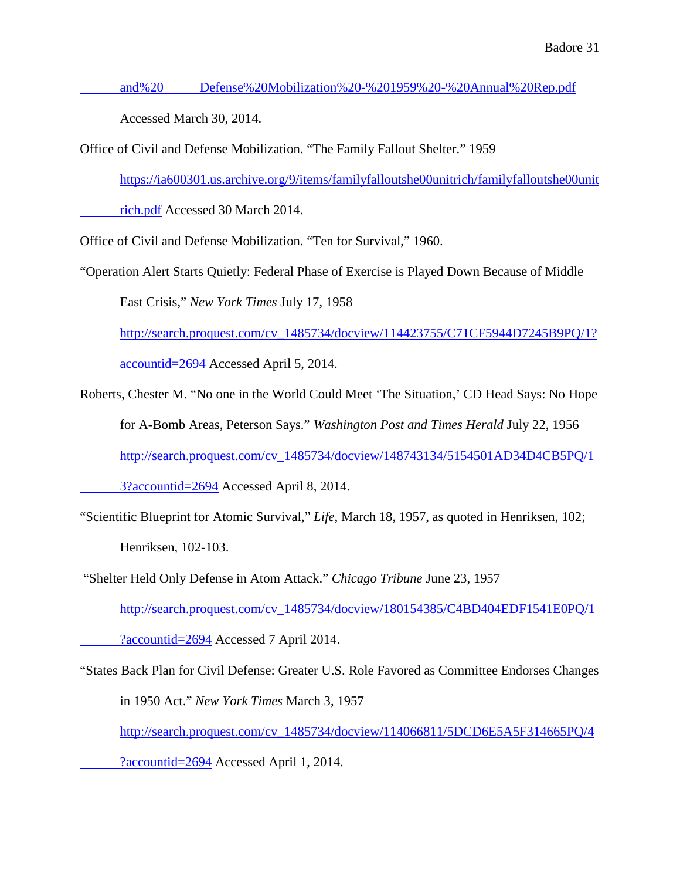and%20 Defense%20Mobilization%20-%201959%20-%20Annual%20Rep.pdf Accessed March 30, 2014.

Office of Civil and Defense Mobilization. "The Family Fallout Shelter." 1959 https://ia600301.us.archive.org/9/items/familyfalloutshe00unitrich/familyfalloutshe00unitrich.pdf Accessed 30 March 2014.

Office of Civil and Defense Mobilization. "Ten for Survival," 1960.

"Operation Alert Starts Quietly: Federal Phase of Exercise is Played Down Because of Middle East Crisis," *New York Times* July 17, 1958 http://search.proquest.com/cv_1485734/docview/114423755/C71CF5944D7245B9PQ/1?accountid=2694 Accessed April 5, 2014.

Roberts, Chester M. "No one in the World Could Meet 'The Situation,' CD Head Says: No Hope for A-Bomb Areas, Peterson Says." *Washington Post and Times Herald* July 22, 1956 http://search.proquest.com/cv_1485734/docview/148743134/5154501AD34D4CB5PQ/13?accountid=2694 Accessed April 8, 2014.

"Scientific Blueprint for Atomic Survival," *Life*, March 18, 1957, as quoted in Henriksen, 102; Henriksen, 102-103.

"Shelter Held Only Defense in Atom Attack." *Chicago Tribune* June 23, 1957 http://search.proquest.com/cv_1485734/docview/180154385/C4BD404EDF1541E0PQ/1?accountid=2694 Accessed 7 April 2014.

"States Back Plan for Civil Defense: Greater U.S. Role Favored as Committee Endorses Changes in 1950 Act." *New York Times* March 3, 1957 http://search.proquest.com/cv_1485734/docview/114066811/5DCD6E5A5F314665PQ/4?accountid=2694 Accessed April 1, 2014.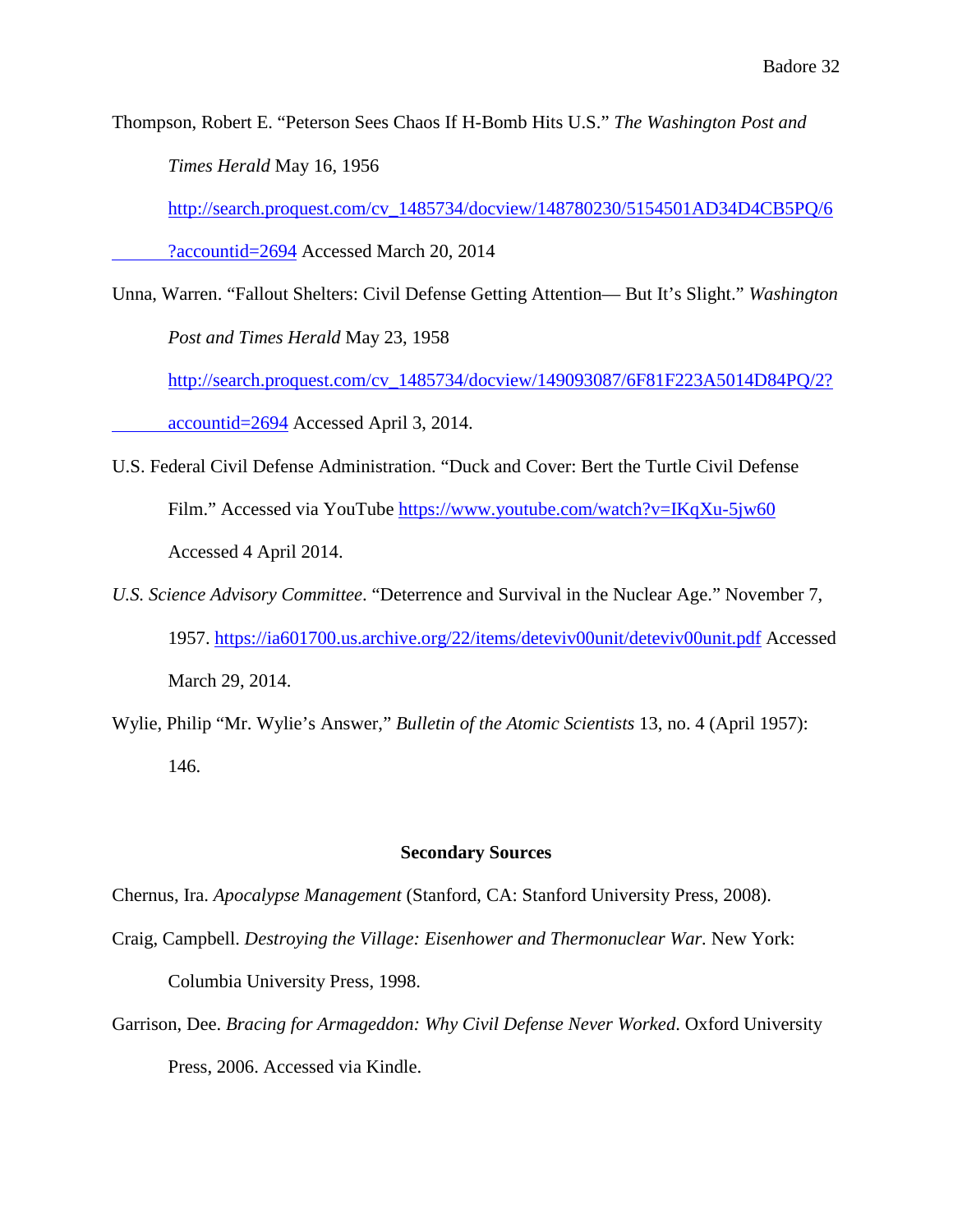Thompson, Robert E. "Peterson Sees Chaos If H-Bomb Hits U.S." *The Washington Post and Times Herald* May 16, 1956 http://search.proquest.com/cv_1485734/docview/148780230/5154501AD34D4CB5PQ/6?accountid=2694 Accessed March 20, 2014

Unna, Warren. "Fallout Shelters: Civil Defense Getting Attention— But It's Slight." *Washington Post and Times Herald* May 23, 1958 http://search.proquest.com/cv_1485734/docview/149093087/6F81F223A5014D84PQ/2?accountid=2694 Accessed April 3, 2014.

U.S. Federal Civil Defense Administration. "Duck and Cover: Bert the Turtle Civil Defense Film." Accessed via YouTube https://www.youtube.com/watch?v=IKqXu-5jw60 Accessed 4 April 2014.

*U.S. Science Advisory Committee*. "Deterrence and Survival in the Nuclear Age." November 7, 1957. https://ia601700.us.archive.org/22/items/deteviv00unit/deteviv00unit.pdf Accessed March 29, 2014.

Wylie, Philip "Mr. Wylie's Answer," *Bulletin of the Atomic Scientists* 13, no. 4 (April 1957): 146.

## Secondary Sources

Chernus, Ira. *Apocalypse Management* (Stanford, CA: Stanford University Press, 2008).

Craig, Campbell. *Destroying the Village: Eisenhower and Thermonuclear War.* New York: Columbia University Press, 1998.

Garrison, Dee. *Bracing for Armageddon: Why Civil Defense Never Worked*. Oxford University Press, 2006. Accessed via Kindle.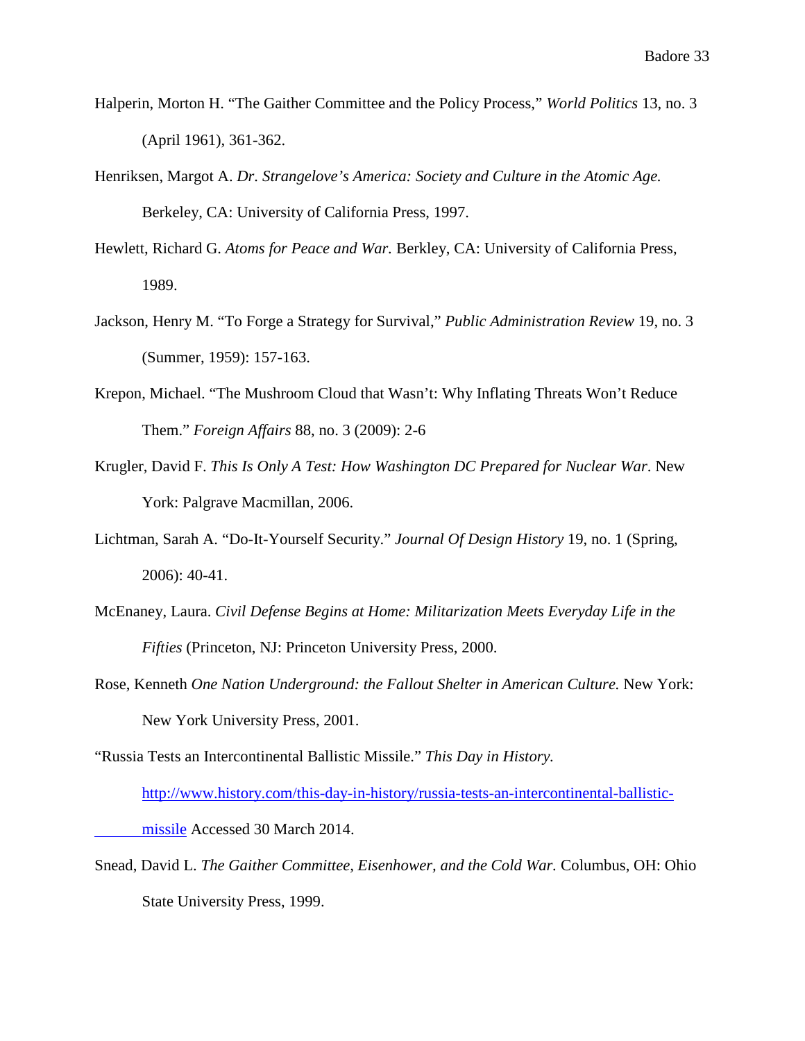Halperin, Morton H. “The Gaither Committee and the Policy Process,” *World Politics* 13, no. 3 (April 1961), 361-362.

Henriksen, Margot A. *Dr. Strangelove’s America: Society and Culture in the Atomic Age.* Berkeley, CA: University of California Press, 1997.

Hewlett, Richard G. *Atoms for Peace and War.* Berkley, CA: University of California Press, 1989.

Jackson, Henry M. “To Forge a Strategy for Survival,” *Public Administration Review* 19, no. 3 (Summer, 1959): 157-163.

Krepon, Michael. “The Mushroom Cloud that Wasn’t: Why Inflating Threats Won’t Reduce Them.” *Foreign Affairs* 88, no. 3 (2009): 2-6

Krugler, David F. *This Is Only A Test: How Washington DC Prepared for Nuclear War*. New York: Palgrave Macmillan, 2006.

Lichtman, Sarah A. “Do-It-Yourself Security.” *Journal Of Design History* 19, no. 1 (Spring, 2006): 40-41.

McEnaney, Laura. *Civil Defense Begins at Home: Militarization Meets Everyday Life in the Fifties* (Princeton, NJ: Princeton University Press, 2000.

Rose, Kenneth *One Nation Underground: the Fallout Shelter in American Culture.* New York: New York University Press, 2001.

“Russia Tests an Intercontinental Ballistic Missile.” *This Day in History.* http://www.history.com/this-day-in-history/russia-tests-an-intercontinental-ballistic-missile Accessed 30 March 2014.

Snead, David L. *The Gaither Committee, Eisenhower, and the Cold War.* Columbus, OH: Ohio State University Press, 1999.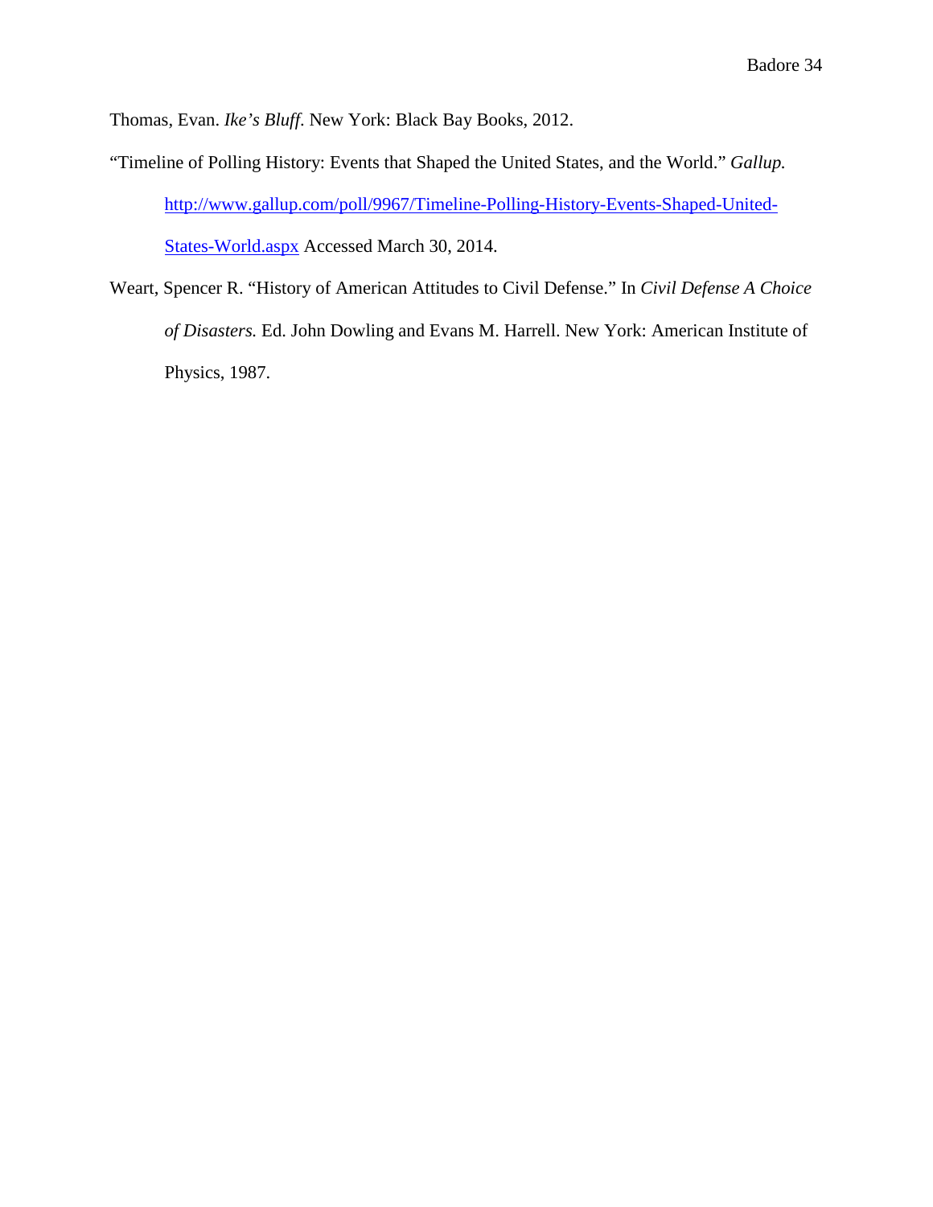Thomas, Evan. *Ike's Bluff*. New York: Black Bay Books, 2012.

"Timeline of Polling History: Events that Shaped the United States, and the World." *Gallup.* http://www.gallup.com/poll/9967/Timeline-Polling-History-Events-Shaped-United-States-World.aspx Accessed March 30, 2014.

Weart, Spencer R. "History of American Attitudes to Civil Defense." In *Civil Defense A Choice of Disasters.* Ed. John Dowling and Evans M. Harrell. New York: American Institute of Physics, 1987.